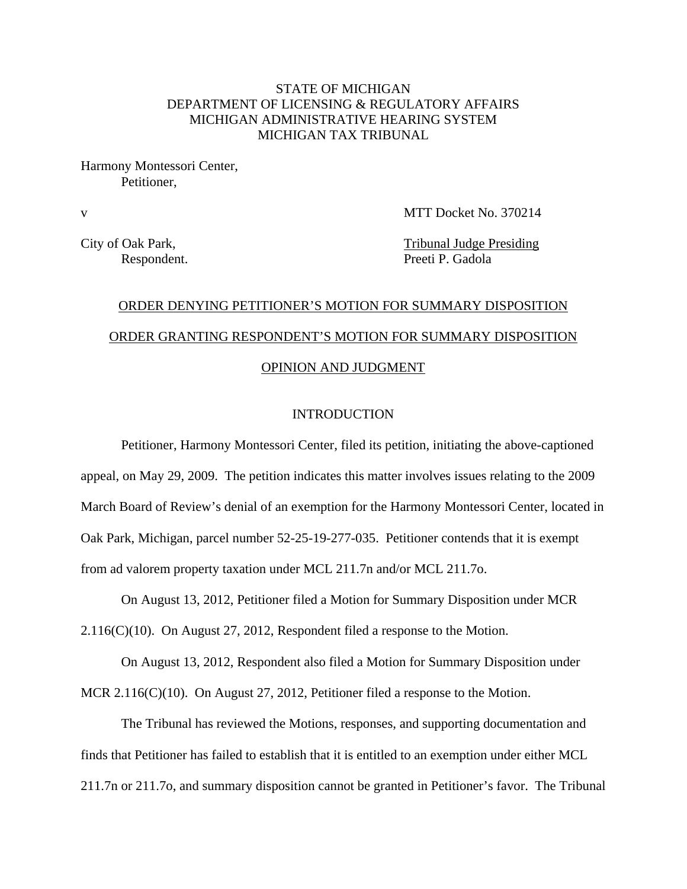STATE OF MICHIGAN
DEPARTMENT OF LICENSING & REGULATORY AFFAIRS
MICHIGAN ADMINISTRATIVE HEARING SYSTEM
MICHIGAN TAX TRIBUNAL

Harmony Montessori Center,
Petitioner,

v MTT Docket No. 370214

City of Oak Park, Tribunal Judge Presiding
Respondent. Preeti P. Gadola

ORDER DENYING PETITIONER'S MOTION FOR SUMMARY DISPOSITION

ORDER GRANTING RESPONDENT'S MOTION FOR SUMMARY DISPOSITION

OPINION AND JUDGMENT

INTRODUCTION

Petitioner, Harmony Montessori Center, filed its petition, initiating the above-captioned appeal, on May 29, 2009. The petition indicates this matter involves issues relating to the 2009 March Board of Review's denial of an exemption for the Harmony Montessori Center, located in Oak Park, Michigan, parcel number 52-25-19-277-035. Petitioner contends that it is exempt from ad valorem property taxation under MCL 211.7n and/or MCL 211.7o.

On August 13, 2012, Petitioner filed a Motion for Summary Disposition under MCR 2.116(C)(10). On August 27, 2012, Respondent filed a response to the Motion.

On August 13, 2012, Respondent also filed a Motion for Summary Disposition under MCR 2.116(C)(10). On August 27, 2012, Petitioner filed a response to the Motion.

The Tribunal has reviewed the Motions, responses, and supporting documentation and finds that Petitioner has failed to establish that it is entitled to an exemption under either MCL 211.7n or 211.7o, and summary disposition cannot be granted in Petitioner's favor. The Tribunal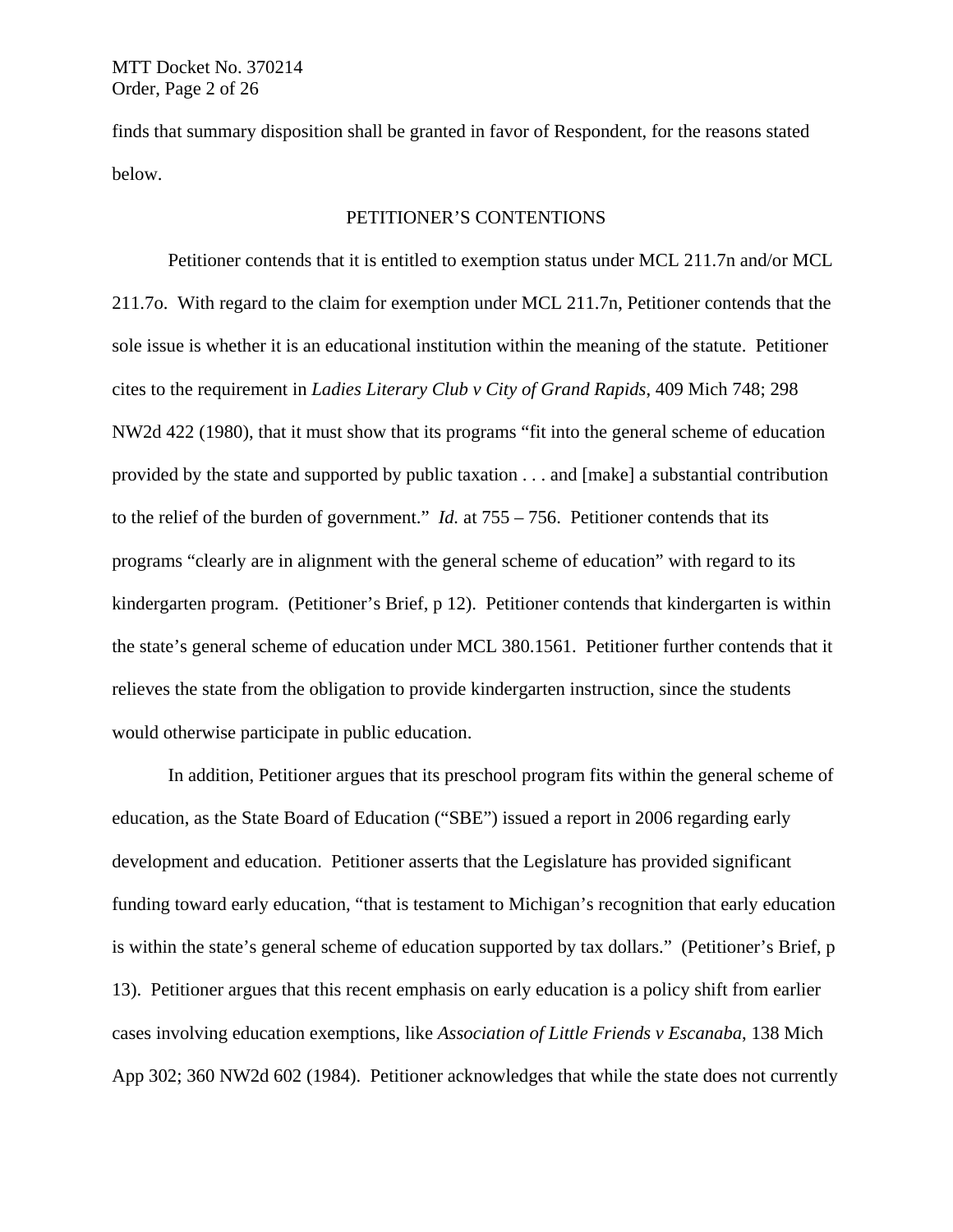finds that summary disposition shall be granted in favor of Respondent, for the reasons stated below.

## PETITIONER'S CONTENTIONS

Petitioner contends that it is entitled to exemption status under MCL 211.7n and/or MCL 211.7o. With regard to the claim for exemption under MCL 211.7n, Petitioner contends that the sole issue is whether it is an educational institution within the meaning of the statute. Petitioner cites to the requirement in *Ladies Literary Club v City of Grand Rapids*, 409 Mich 748; 298 NW2d 422 (1980), that it must show that its programs "fit into the general scheme of education provided by the state and supported by public taxation . . . and [make] a substantial contribution to the relief of the burden of government." *Id.* at 755 – 756. Petitioner contends that its programs "clearly are in alignment with the general scheme of education" with regard to its kindergarten program. (Petitioner's Brief, p 12). Petitioner contends that kindergarten is within the state's general scheme of education under MCL 380.1561. Petitioner further contends that it relieves the state from the obligation to provide kindergarten instruction, since the students would otherwise participate in public education.

In addition, Petitioner argues that its preschool program fits within the general scheme of education, as the State Board of Education ("SBE") issued a report in 2006 regarding early development and education. Petitioner asserts that the Legislature has provided significant funding toward early education, "that is testament to Michigan's recognition that early education is within the state's general scheme of education supported by tax dollars." (Petitioner's Brief, p 13). Petitioner argues that this recent emphasis on early education is a policy shift from earlier cases involving education exemptions, like *Association of Little Friends v Escanaba*, 138 Mich App 302; 360 NW2d 602 (1984). Petitioner acknowledges that while the state does not currently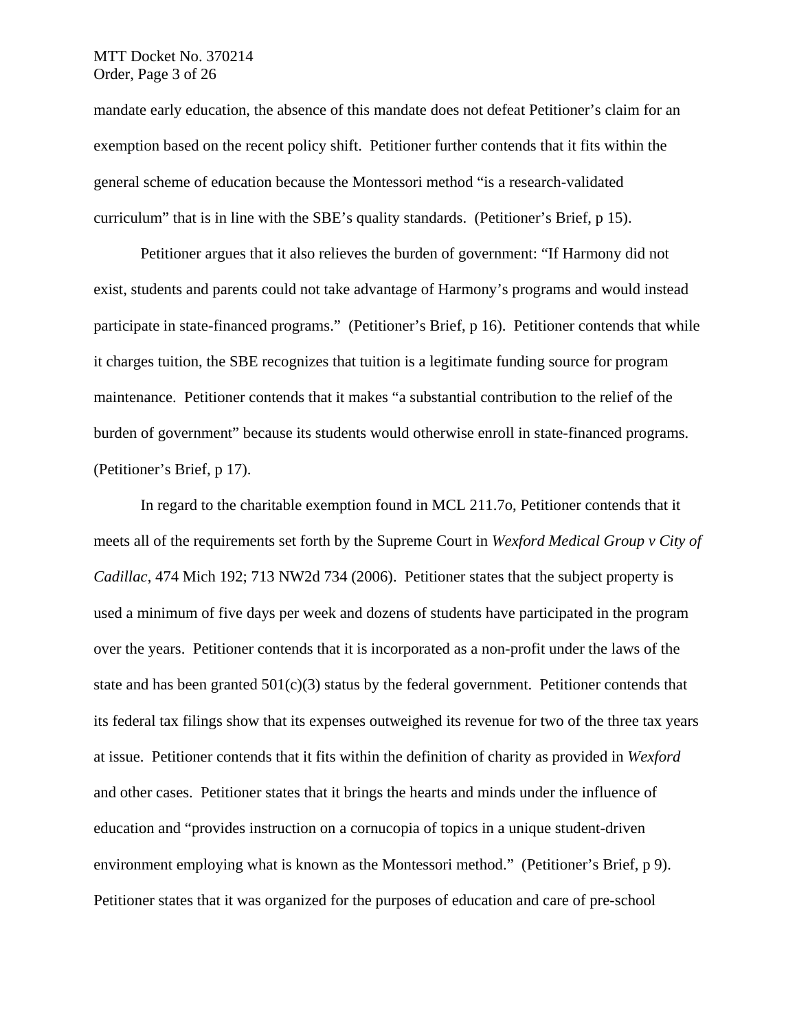mandate early education, the absence of this mandate does not defeat Petitioner's claim for an exemption based on the recent policy shift. Petitioner further contends that it fits within the general scheme of education because the Montessori method "is a research-validated curriculum" that is in line with the SBE's quality standards. (Petitioner's Brief, p 15).

Petitioner argues that it also relieves the burden of government: "If Harmony did not exist, students and parents could not take advantage of Harmony's programs and would instead participate in state-financed programs." (Petitioner's Brief, p 16). Petitioner contends that while it charges tuition, the SBE recognizes that tuition is a legitimate funding source for program maintenance. Petitioner contends that it makes "a substantial contribution to the relief of the burden of government" because its students would otherwise enroll in state-financed programs. (Petitioner's Brief, p 17).

In regard to the charitable exemption found in MCL 211.7o, Petitioner contends that it meets all of the requirements set forth by the Supreme Court in *Wexford Medical Group v City of Cadillac*, 474 Mich 192; 713 NW2d 734 (2006). Petitioner states that the subject property is used a minimum of five days per week and dozens of students have participated in the program over the years. Petitioner contends that it is incorporated as a non-profit under the laws of the state and has been granted 501(c)(3) status by the federal government. Petitioner contends that its federal tax filings show that its expenses outweighed its revenue for two of the three tax years at issue. Petitioner contends that it fits within the definition of charity as provided in *Wexford* and other cases. Petitioner states that it brings the hearts and minds under the influence of education and "provides instruction on a cornucopia of topics in a unique student-driven environment employing what is known as the Montessori method." (Petitioner's Brief, p 9). Petitioner states that it was organized for the purposes of education and care of pre-school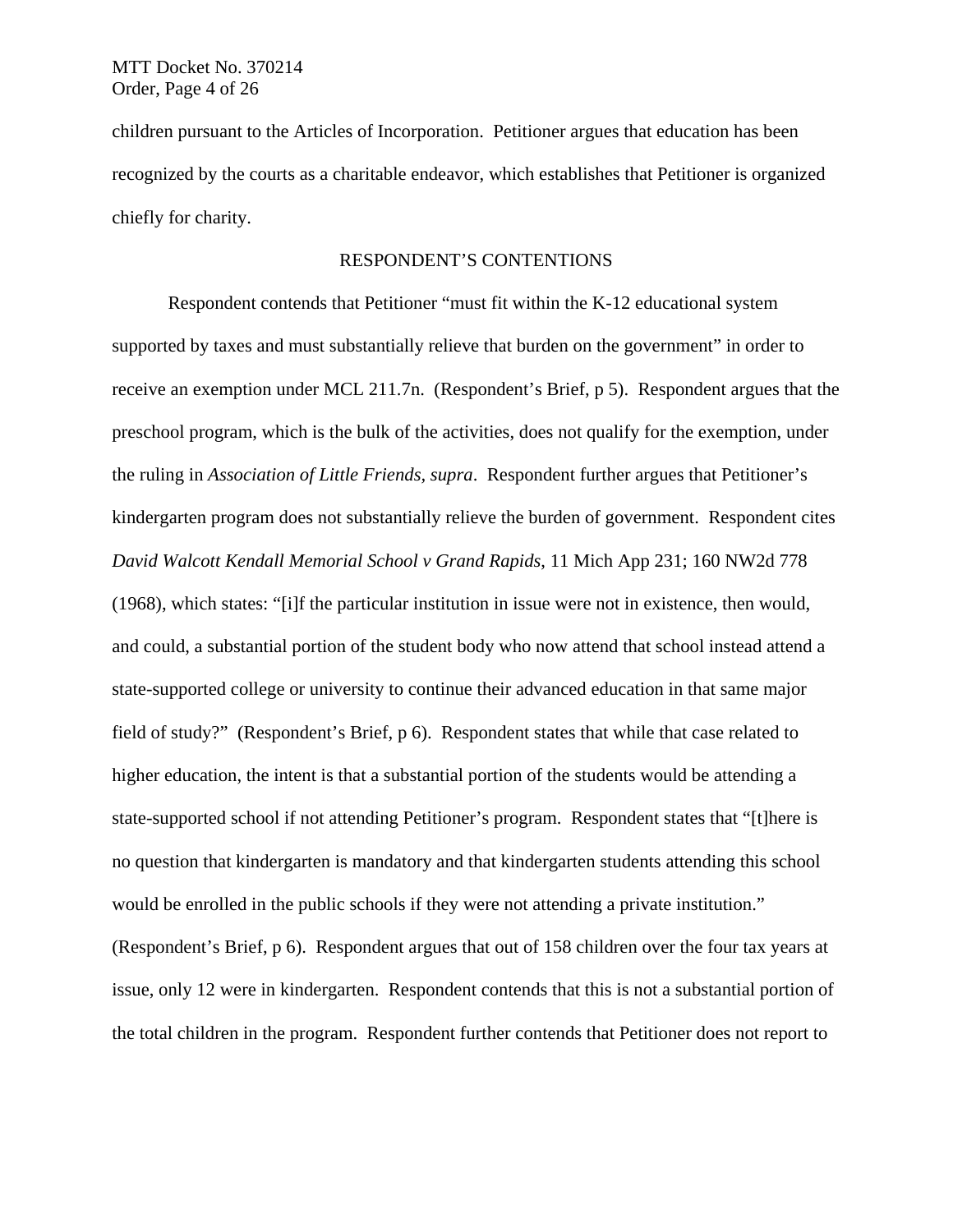children pursuant to the Articles of Incorporation. Petitioner argues that education has been recognized by the courts as a charitable endeavor, which establishes that Petitioner is organized chiefly for charity.

## RESPONDENT'S CONTENTIONS

Respondent contends that Petitioner "must fit within the K-12 educational system supported by taxes and must substantially relieve that burden on the government" in order to receive an exemption under MCL 211.7n. (Respondent's Brief, p 5). Respondent argues that the preschool program, which is the bulk of the activities, does not qualify for the exemption, under the ruling in *Association of Little Friends, supra*. Respondent further argues that Petitioner's kindergarten program does not substantially relieve the burden of government. Respondent cites *David Walcott Kendall Memorial School v Grand Rapids*, 11 Mich App 231; 160 NW2d 778 (1968), which states: "[i]f the particular institution in issue were not in existence, then would, and could, a substantial portion of the student body who now attend that school instead attend a state-supported college or university to continue their advanced education in that same major field of study?" (Respondent's Brief, p 6). Respondent states that while that case related to higher education, the intent is that a substantial portion of the students would be attending a state-supported school if not attending Petitioner's program. Respondent states that "[t]here is no question that kindergarten is mandatory and that kindergarten students attending this school would be enrolled in the public schools if they were not attending a private institution." (Respondent's Brief, p 6). Respondent argues that out of 158 children over the four tax years at issue, only 12 were in kindergarten. Respondent contends that this is not a substantial portion of the total children in the program. Respondent further contends that Petitioner does not report to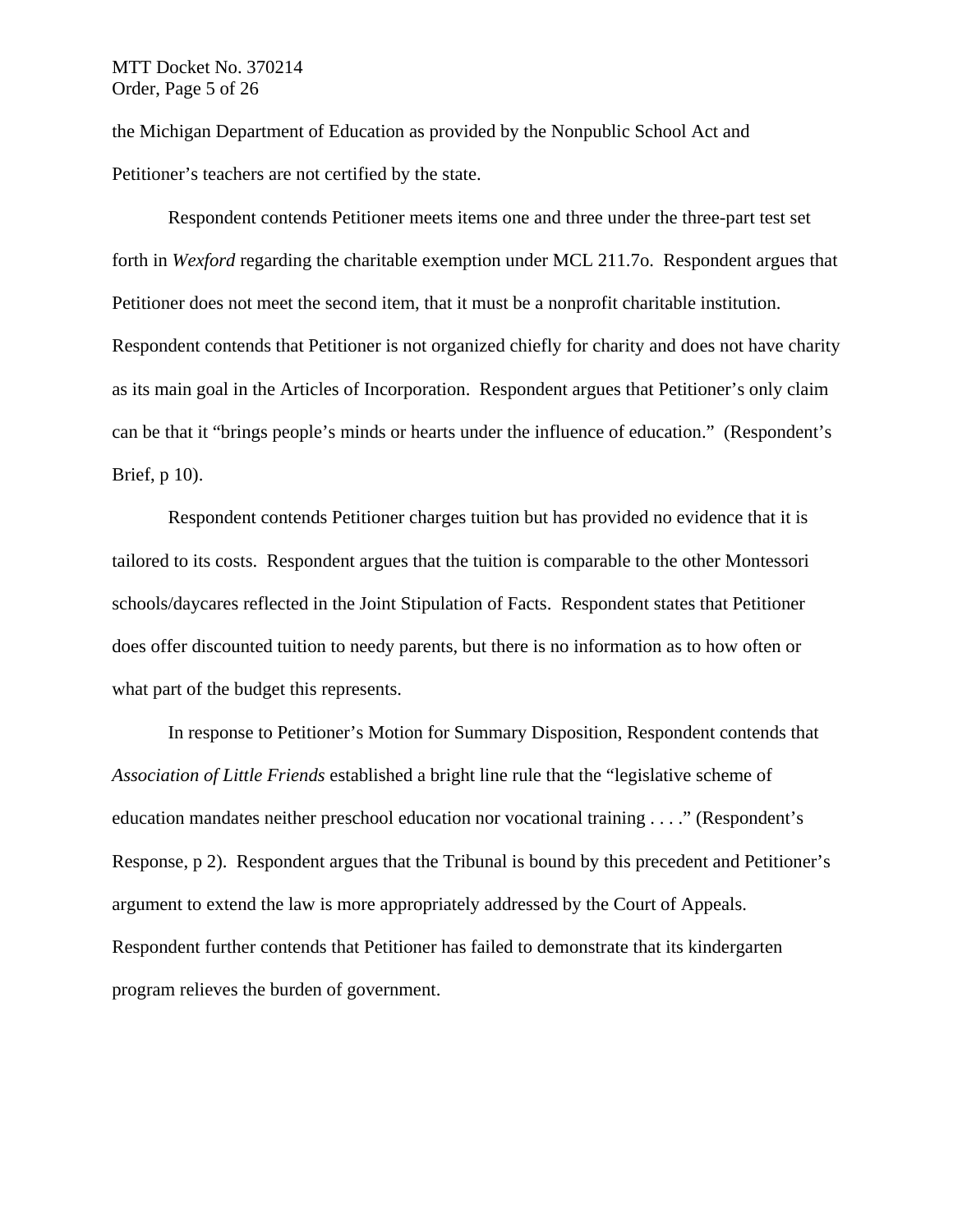the Michigan Department of Education as provided by the Nonpublic School Act and Petitioner's teachers are not certified by the state.

Respondent contends Petitioner meets items one and three under the three-part test set forth in *Wexford* regarding the charitable exemption under MCL 211.7o. Respondent argues that Petitioner does not meet the second item, that it must be a nonprofit charitable institution. Respondent contends that Petitioner is not organized chiefly for charity and does not have charity as its main goal in the Articles of Incorporation. Respondent argues that Petitioner's only claim can be that it "brings people's minds or hearts under the influence of education." (Respondent's Brief, p 10).

Respondent contends Petitioner charges tuition but has provided no evidence that it is tailored to its costs. Respondent argues that the tuition is comparable to the other Montessori schools/daycares reflected in the Joint Stipulation of Facts. Respondent states that Petitioner does offer discounted tuition to needy parents, but there is no information as to how often or what part of the budget this represents.

In response to Petitioner's Motion for Summary Disposition, Respondent contends that *Association of Little Friends* established a bright line rule that the "legislative scheme of education mandates neither preschool education nor vocational training . . . ." (Respondent's Response, p 2). Respondent argues that the Tribunal is bound by this precedent and Petitioner's argument to extend the law is more appropriately addressed by the Court of Appeals. Respondent further contends that Petitioner has failed to demonstrate that its kindergarten program relieves the burden of government.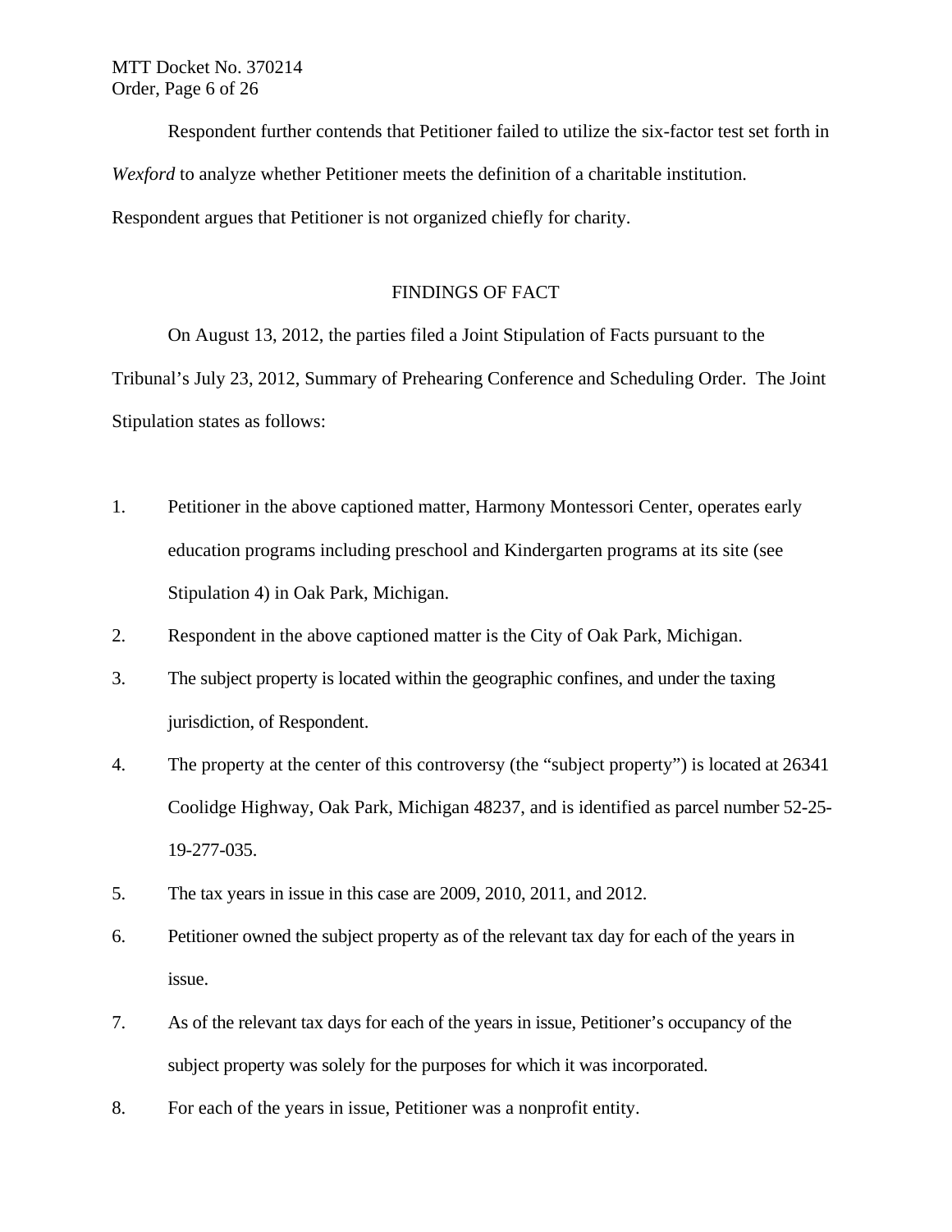Respondent further contends that Petitioner failed to utilize the six-factor test set forth in *Wexford* to analyze whether Petitioner meets the definition of a charitable institution. Respondent argues that Petitioner is not organized chiefly for charity.

## FINDINGS OF FACT

On August 13, 2012, the parties filed a Joint Stipulation of Facts pursuant to the Tribunal's July 23, 2012, Summary of Prehearing Conference and Scheduling Order. The Joint Stipulation states as follows:

1. Petitioner in the above captioned matter, Harmony Montessori Center, operates early education programs including preschool and Kindergarten programs at its site (see Stipulation 4) in Oak Park, Michigan.
2. Respondent in the above captioned matter is the City of Oak Park, Michigan.
3. The subject property is located within the geographic confines, and under the taxing jurisdiction, of Respondent.
4. The property at the center of this controversy (the "subject property") is located at 26341 Coolidge Highway, Oak Park, Michigan 48237, and is identified as parcel number 52-25-19-277-035.
5. The tax years in issue in this case are 2009, 2010, 2011, and 2012.
6. Petitioner owned the subject property as of the relevant tax day for each of the years in issue.
7. As of the relevant tax days for each of the years in issue, Petitioner's occupancy of the subject property was solely for the purposes for which it was incorporated.
8. For each of the years in issue, Petitioner was a nonprofit entity.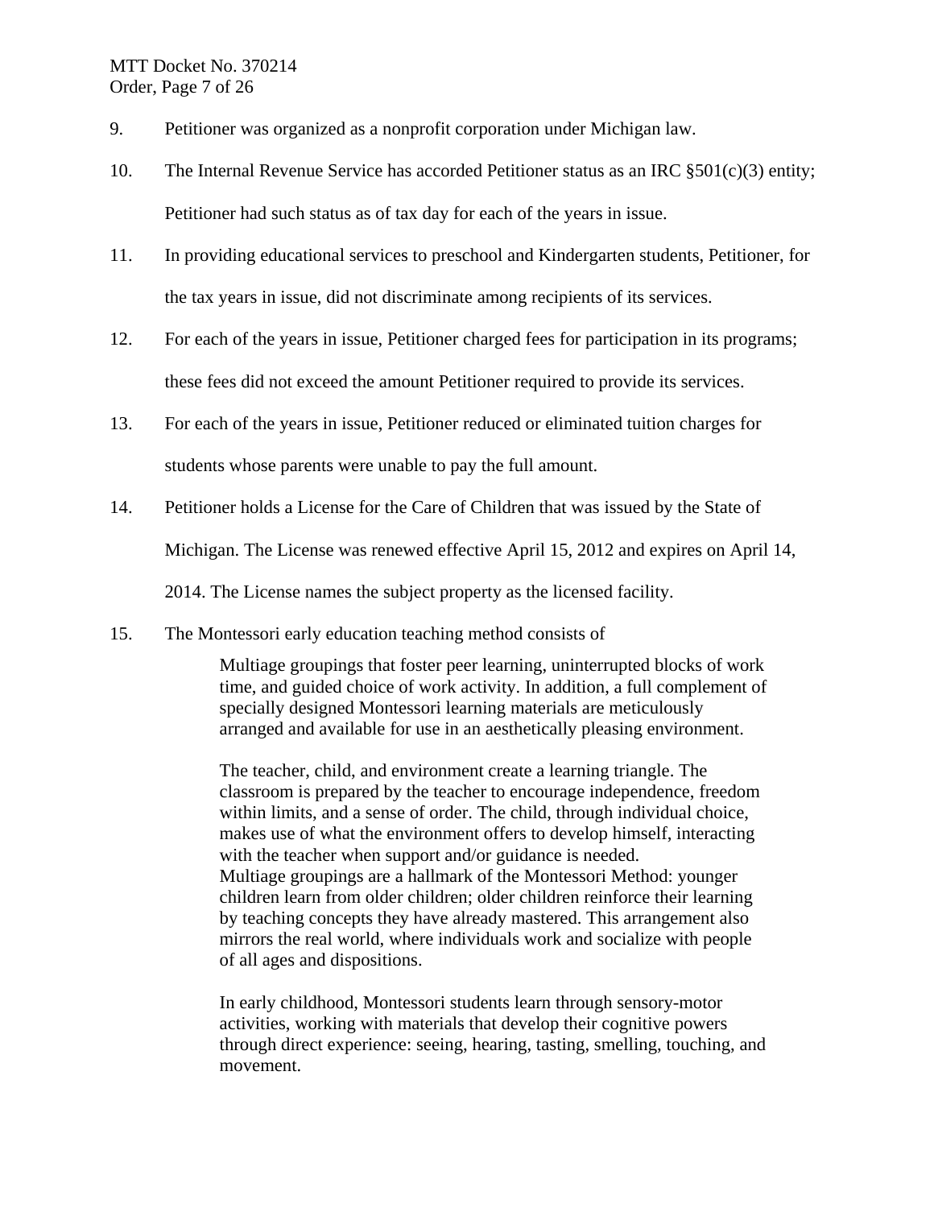9. Petitioner was organized as a nonprofit corporation under Michigan law.

10. The Internal Revenue Service has accorded Petitioner status as an IRC §501(c)(3) entity; Petitioner had such status as of tax day for each of the years in issue.

11. In providing educational services to preschool and Kindergarten students, Petitioner, for the tax years in issue, did not discriminate among recipients of its services.

12. For each of the years in issue, Petitioner charged fees for participation in its programs; these fees did not exceed the amount Petitioner required to provide its services.

13. For each of the years in issue, Petitioner reduced or eliminated tuition charges for students whose parents were unable to pay the full amount.

14. Petitioner holds a License for the Care of Children that was issued by the State of Michigan. The License was renewed effective April 15, 2012 and expires on April 14, 2014. The License names the subject property as the licensed facility.

15. The Montessori early education teaching method consists of

> Multiage groupings that foster peer learning, uninterrupted blocks of work time, and guided choice of work activity. In addition, a full complement of specially designed Montessori learning materials are meticulously arranged and available for use in an aesthetically pleasing environment.
>
> The teacher, child, and environment create a learning triangle. The classroom is prepared by the teacher to encourage independence, freedom within limits, and a sense of order. The child, through individual choice, makes use of what the environment offers to develop himself, interacting with the teacher when support and/or guidance is needed.
> Multiage groupings are a hallmark of the Montessori Method: younger children learn from older children; older children reinforce their learning by teaching concepts they have already mastered. This arrangement also mirrors the real world, where individuals work and socialize with people of all ages and dispositions.
>
> In early childhood, Montessori students learn through sensory-motor activities, working with materials that develop their cognitive powers through direct experience: seeing, hearing, tasting, smelling, touching, and movement.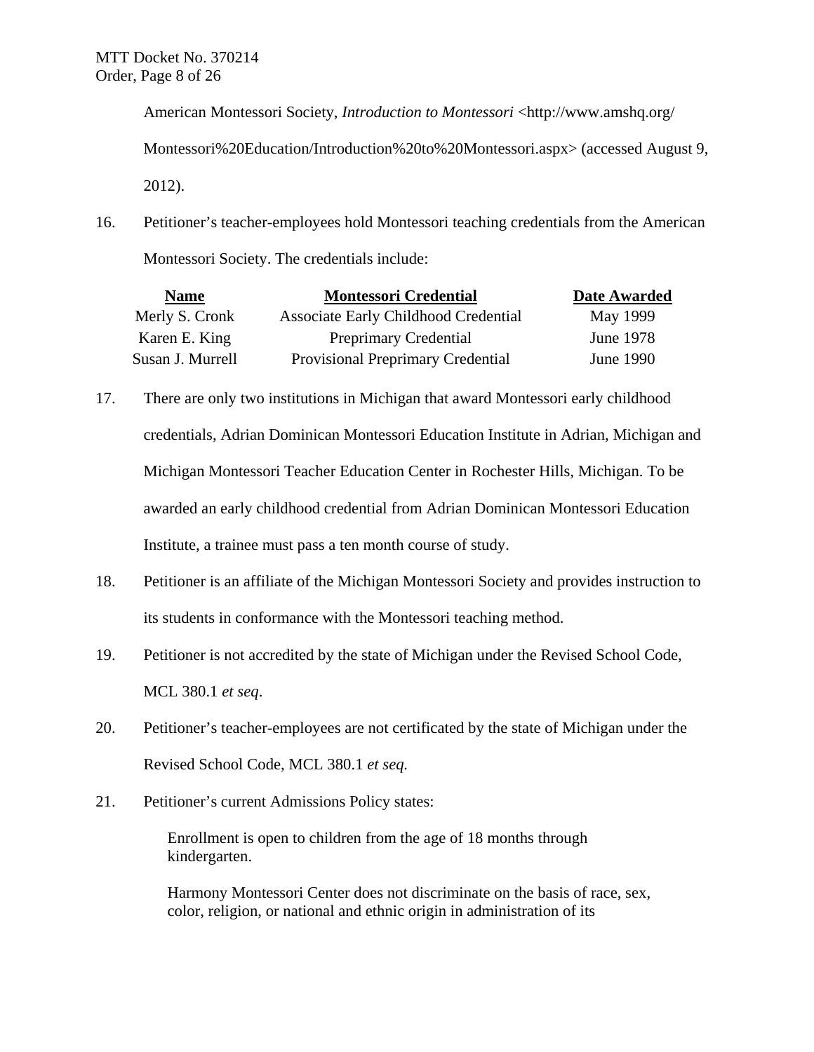American Montessori Society, *Introduction to Montessori* <http://www.amshq.org/Montessori%20Education/Introduction%20to%20Montessori.aspx> (accessed August 9, 2012).

16. Petitioner's teacher-employees hold Montessori teaching credentials from the American Montessori Society. The credentials include:

| Name | Montessori Credential | Date Awarded |
|---|---|---|
| Merly S. Cronk | Associate Early Childhood Credential | May 1999 |
| Karen E. King | Preprimary Credential | June 1978 |
| Susan J. Murrell | Provisional Preprimary Credential | June 1990 |

17. There are only two institutions in Michigan that award Montessori early childhood credentials, Adrian Dominican Montessori Education Institute in Adrian, Michigan and Michigan Montessori Teacher Education Center in Rochester Hills, Michigan. To be awarded an early childhood credential from Adrian Dominican Montessori Education Institute, a trainee must pass a ten month course of study.

18. Petitioner is an affiliate of the Michigan Montessori Society and provides instruction to its students in conformance with the Montessori teaching method.

19. Petitioner is not accredited by the state of Michigan under the Revised School Code, MCL 380.1 *et seq*.

20. Petitioner's teacher-employees are not certificated by the state of Michigan under the Revised School Code, MCL 380.1 *et seq.*

21. Petitioner's current Admissions Policy states:

> Enrollment is open to children from the age of 18 months through kindergarten.
>
> Harmony Montessori Center does not discriminate on the basis of race, sex, color, religion, or national and ethnic origin in administration of its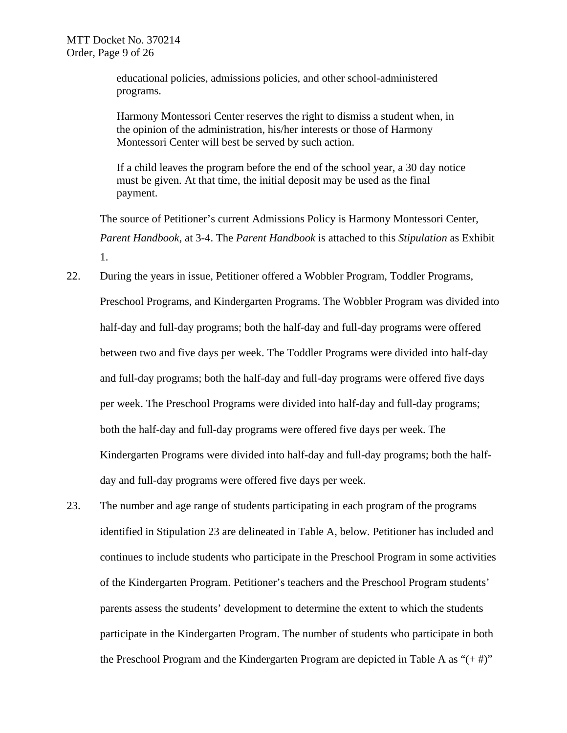educational policies, admissions policies, and other school-administered programs.

> Harmony Montessori Center reserves the right to dismiss a student when, in the opinion of the administration, his/her interests or those of Harmony Montessori Center will best be served by such action.
>
> If a child leaves the program before the end of the school year, a 30 day notice must be given. At that time, the initial deposit may be used as the final payment.

The source of Petitioner's current Admissions Policy is Harmony Montessori Center, *Parent Handbook*, at 3-4. The *Parent Handbook* is attached to this *Stipulation* as Exhibit 1.

22. During the years in issue, Petitioner offered a Wobbler Program, Toddler Programs, Preschool Programs, and Kindergarten Programs. The Wobbler Program was divided into half-day and full-day programs; both the half-day and full-day programs were offered between two and five days per week. The Toddler Programs were divided into half-day and full-day programs; both the half-day and full-day programs were offered five days per week. The Preschool Programs were divided into half-day and full-day programs; both the half-day and full-day programs were offered five days per week. The Kindergarten Programs were divided into half-day and full-day programs; both the half-day and full-day programs were offered five days per week.

23. The number and age range of students participating in each program of the programs identified in Stipulation 23 are delineated in Table A, below. Petitioner has included and continues to include students who participate in the Preschool Program in some activities of the Kindergarten Program. Petitioner's teachers and the Preschool Program students' parents assess the students' development to determine the extent to which the students participate in the Kindergarten Program. The number of students who participate in both the Preschool Program and the Kindergarten Program are depicted in Table A as "(+ #)"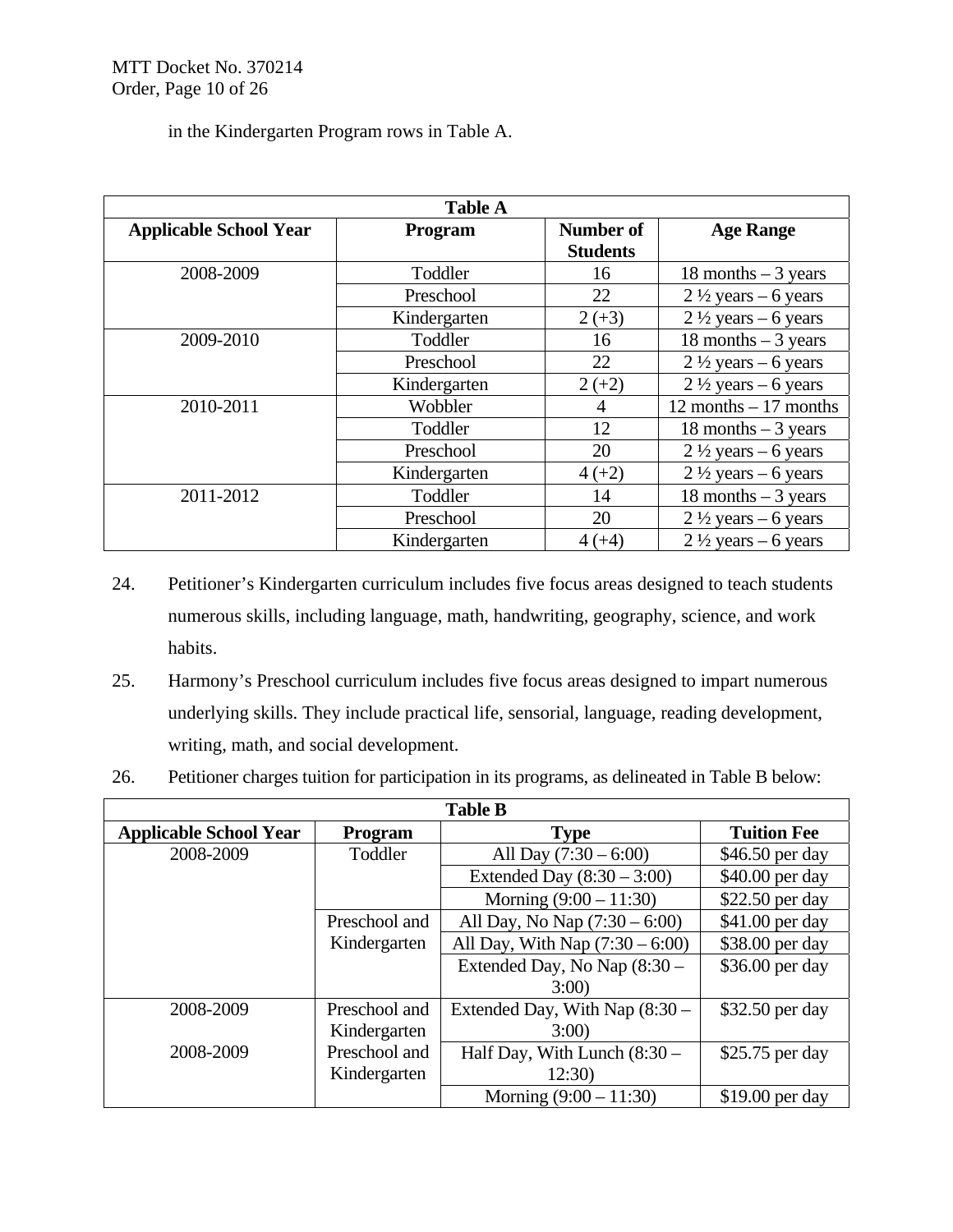in the Kindergarten Program rows in Table A.

| Table A | | | |
|---|---|---|---|
| **Applicable School Year** | **Program** | **Number of Students** | **Age Range** |
| 2008-2009 | Toddler | 16 | 18 months – 3 years |
| | Preschool | 22 | 2 ½ years – 6 years |
| | Kindergarten | 2 (+3) | 2 ½ years – 6 years |
| 2009-2010 | Toddler | 16 | 18 months – 3 years |
| | Preschool | 22 | 2 ½ years – 6 years |
| | Kindergarten | 2 (+2) | 2 ½ years – 6 years |
| 2010-2011 | Wobbler | 4 | 12 months – 17 months |
| | Toddler | 12 | 18 months – 3 years |
| | Preschool | 20 | 2 ½ years – 6 years |
| | Kindergarten | 4 (+2) | 2 ½ years – 6 years |
| 2011-2012 | Toddler | 14 | 18 months – 3 years |
| | Preschool | 20 | 2 ½ years – 6 years |
| | Kindergarten | 4 (+4) | 2 ½ years – 6 years |

24. Petitioner's Kindergarten curriculum includes five focus areas designed to teach students numerous skills, including language, math, handwriting, geography, science, and work habits.

25. Harmony's Preschool curriculum includes five focus areas designed to impart numerous underlying skills. They include practical life, sensorial, language, reading development, writing, math, and social development.

26. Petitioner charges tuition for participation in its programs, as delineated in Table B below:

| Table B | | | |
|---|---|---|---|
| **Applicable School Year** | **Program** | **Type** | **Tuition Fee** |
| 2008-2009 | Toddler | All Day (7:30 – 6:00) | $46.50 per day |
| | | Extended Day (8:30 – 3:00) | $40.00 per day |
| | | Morning (9:00 – 11:30) | $22.50 per day |
| | Preschool and Kindergarten | All Day, No Nap (7:30 – 6:00) | $41.00 per day |
| | | All Day, With Nap (7:30 – 6:00) | $38.00 per day |
| | | Extended Day, No Nap (8:30 – 3:00) | $36.00 per day |
| 2008-2009 | Preschool and Kindergarten | Extended Day, With Nap (8:30 – 3:00) | $32.50 per day |
| 2008-2009 | Preschool and Kindergarten | Half Day, With Lunch (8:30 – 12:30) | $25.75 per day |
| | | Morning (9:00 – 11:30) | $19.00 per day |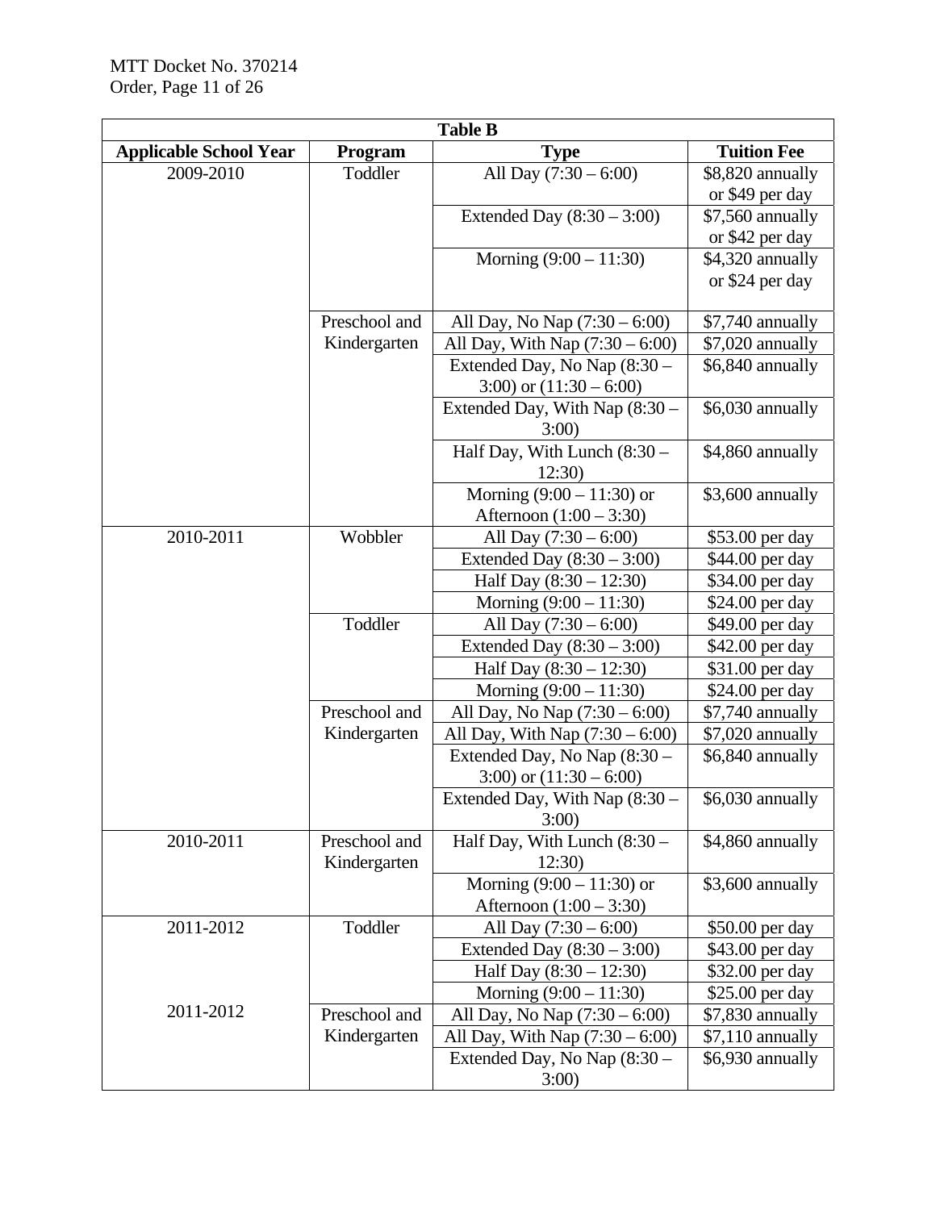| Table B | | | |
|---|---|---|---|
| **Applicable School Year** | **Program** | **Type** | **Tuition Fee** |
| 2009-2010 | Toddler | All Day (7:30 – 6:00) | $8,820 annually or $49 per day |
| | | Extended Day (8:30 – 3:00) | $7,560 annually or $42 per day |
| | | Morning (9:00 – 11:30) | $4,320 annually or $24 per day |
| | Preschool and Kindergarten | All Day, No Nap (7:30 – 6:00) | $7,740 annually |
| | | All Day, With Nap (7:30 – 6:00) | $7,020 annually |
| | | Extended Day, No Nap (8:30 – 3:00) or (11:30 – 6:00) | $6,840 annually |
| | | Extended Day, With Nap (8:30 – 3:00) | $6,030 annually |
| | | Half Day, With Lunch (8:30 – 12:30) | $4,860 annually |
| | | Morning (9:00 – 11:30) or Afternoon (1:00 – 3:30) | $3,600 annually |
| 2010-2011 | Wobbler | All Day (7:30 – 6:00) | $53.00 per day |
| | | Extended Day (8:30 – 3:00) | $44.00 per day |
| | | Half Day (8:30 – 12:30) | $34.00 per day |
| | | Morning (9:00 – 11:30) | $24.00 per day |
| | Toddler | All Day (7:30 – 6:00) | $49.00 per day |
| | | Extended Day (8:30 – 3:00) | $42.00 per day |
| | | Half Day (8:30 – 12:30) | $31.00 per day |
| | | Morning (9:00 – 11:30) | $24.00 per day |
| | Preschool and Kindergarten | All Day, No Nap (7:30 – 6:00) | $7,740 annually |
| | | All Day, With Nap (7:30 – 6:00) | $7,020 annually |
| | | Extended Day, No Nap (8:30 – 3:00) or (11:30 – 6:00) | $6,840 annually |
| | | Extended Day, With Nap (8:30 – 3:00) | $6,030 annually |
| 2010-2011 | Preschool and Kindergarten | Half Day, With Lunch (8:30 – 12:30) | $4,860 annually |
| | | Morning (9:00 – 11:30) or Afternoon (1:00 – 3:30) | $3,600 annually |
| 2011-2012 | Toddler | All Day (7:30 – 6:00) | $50.00 per day |
| | | Extended Day (8:30 – 3:00) | $43.00 per day |
| | | Half Day (8:30 – 12:30) | $32.00 per day |
| | | Morning (9:00 – 11:30) | $25.00 per day |
| 2011-2012 | Preschool and Kindergarten | All Day, No Nap (7:30 – 6:00) | $7,830 annually |
| | | All Day, With Nap (7:30 – 6:00) | $7,110 annually |
| | | Extended Day, No Nap (8:30 – 3:00) | $6,930 annually |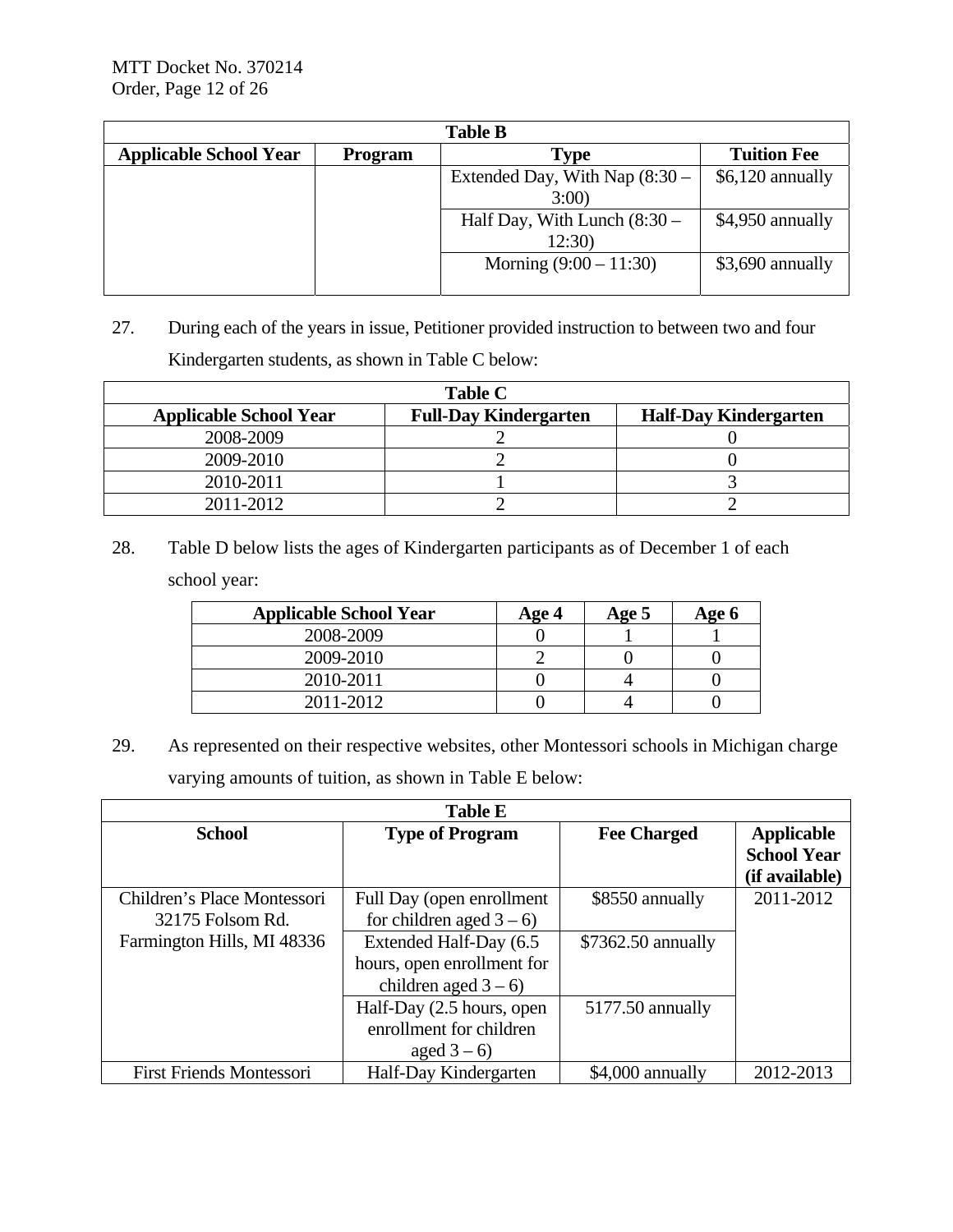| Table B | | | |
|---|---|---|---|
| **Applicable School Year** | **Program** | **Type** | **Tuition Fee** |
| | | Extended Day, With Nap (8:30 – 3:00) | $6,120 annually |
| | | Half Day, With Lunch (8:30 – 12:30) | $4,950 annually |
| | | Morning (9:00 – 11:30) | $3,690 annually |

27. During each of the years in issue, Petitioner provided instruction to between two and four Kindergarten students, as shown in Table C below:

| Table C | | |
|---|---|---|
| **Applicable School Year** | **Full-Day Kindergarten** | **Half-Day Kindergarten** |
| 2008-2009 | 2 | 0 |
| 2009-2010 | 2 | 0 |
| 2010-2011 | 1 | 3 |
| 2011-2012 | 2 | 2 |

28. Table D below lists the ages of Kindergarten participants as of December 1 of each school year:

| Applicable School Year | Age 4 | Age 5 | Age 6 |
|---|---|---|---|
| 2008-2009 | 0 | 1 | 1 |
| 2009-2010 | 2 | 0 | 0 |
| 2010-2011 | 0 | 4 | 0 |
| 2011-2012 | 0 | 4 | 0 |

29. As represented on their respective websites, other Montessori schools in Michigan charge varying amounts of tuition, as shown in Table E below:

| Table E | | | |
|---|---|---|---|
| **School** | **Type of Program** | **Fee Charged** | **Applicable School Year (if available)** |
| Children's Place Montessori 32175 Folsom Rd. Farmington Hills, MI 48336 | Full Day (open enrollment for children aged 3 – 6) | $8550 annually | 2011-2012 |
| | Extended Half-Day (6.5 hours, open enrollment for children aged 3 – 6) | $7362.50 annually | |
| | Half-Day (2.5 hours, open enrollment for children aged 3 – 6) | 5177.50 annually | |
| First Friends Montessori | Half-Day Kindergarten | $4,000 annually | 2012-2013 |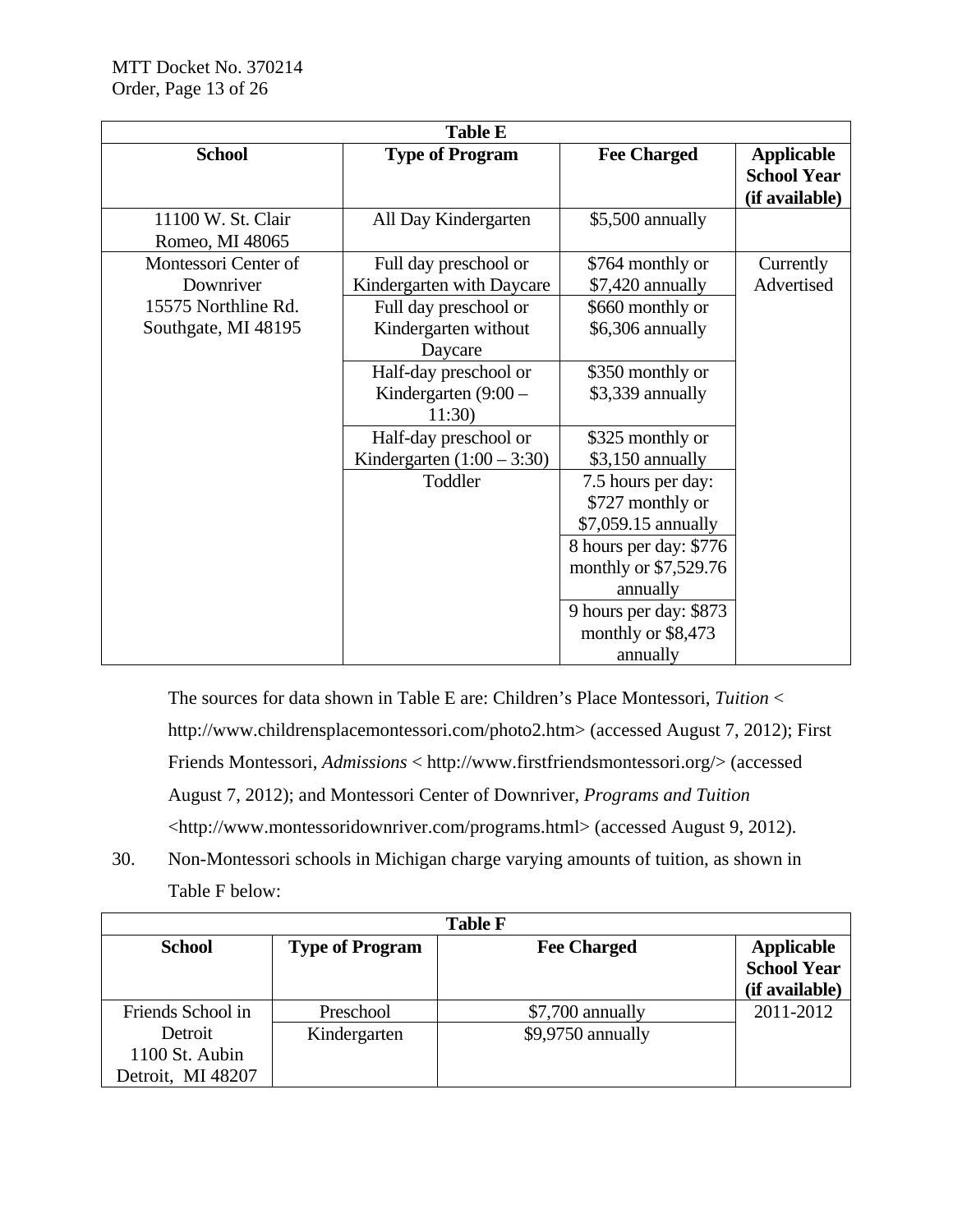| Table E | | | |
|---|---|---|---|
| **School** | **Type of Program** | **Fee Charged** | **Applicable School Year (if available)** |
| 11100 W. St. Clair Romeo, MI 48065 | All Day Kindergarten | $5,500 annually | |
| Montessori Center of Downriver 15575 Northline Rd. Southgate, MI 48195 | Full day preschool or Kindergarten with Daycare | $764 monthly or $7,420 annually | Currently Advertised |
| | Full day preschool or Kindergarten without Daycare | $660 monthly or $6,306 annually | |
| | Half-day preschool or Kindergarten (9:00 – 11:30) | $350 monthly or $3,339 annually | |
| | Half-day preschool or Kindergarten (1:00 – 3:30) | $325 monthly or $3,150 annually | |
| | Toddler | 7.5 hours per day: $727 monthly or $7,059.15 annually | |
| | | 8 hours per day: $776 monthly or $7,529.76 annually | |
| | | 9 hours per day: $873 monthly or $8,473 annually | |

The sources for data shown in Table E are: Children's Place Montessori, *Tuition* < http://www.childrensplacemontessori.com/photo2.htm> (accessed August 7, 2012); First Friends Montessori, *Admissions* < http://www.firstfriendsmontessori.org/> (accessed August 7, 2012); and Montessori Center of Downriver, *Programs and Tuition* <http://www.montessoridownriver.com/programs.html> (accessed August 9, 2012).

30. Non-Montessori schools in Michigan charge varying amounts of tuition, as shown in Table F below:

| Table F | | | |
|---|---|---|---|
| **School** | **Type of Program** | **Fee Charged** | **Applicable School Year (if available)** |
| Friends School in Detroit 1100 St. Aubin Detroit, MI 48207 | Preschool | $7,700 annually | 2011-2012 |
| | Kindergarten | $9,9750 annually | |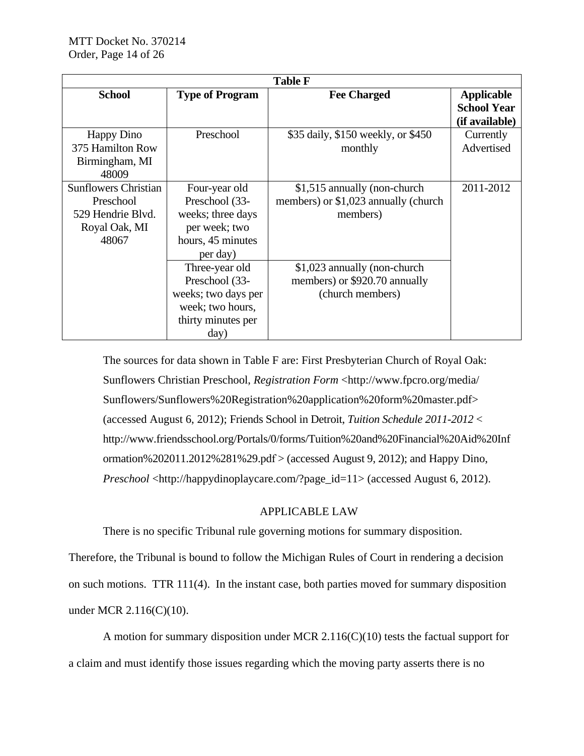| Table F | | | |
|---|---|---|---|
| **School** | **Type of Program** | **Fee Charged** | **Applicable School Year (if available)** |
| Happy Dino 375 Hamilton Row Birmingham, MI 48009 | Preschool | $35 daily, $150 weekly, or $450 monthly | Currently Advertised |
| Sunflowers Christian Preschool 529 Hendrie Blvd. Royal Oak, MI 48067 | Four-year old Preschool (33-weeks; three days per week; two hours, 45 minutes per day) | $1,515 annually (non-church members) or $1,023 annually (church members) | 2011-2012 |
| | Three-year old Preschool (33-weeks; two days per week; two hours, thirty minutes per day) | $1,023 annually (non-church members) or $920.70 annually (church members) | |

The sources for data shown in Table F are: First Presbyterian Church of Royal Oak: Sunflowers Christian Preschool, *Registration Form* <http://www.fpcro.org/media/Sunflowers/Sunflowers%20Registration%20application%20form%20master.pdf> (accessed August 6, 2012); Friends School in Detroit, *Tuition Schedule 2011-2012* < http://www.friendsschool.org/Portals/0/forms/Tuition%20and%20Financial%20Aid%20Information%202011.2012%281%29.pdf > (accessed August 9, 2012); and Happy Dino, *Preschool* <http://happydinoplaycare.com/?page_id=11> (accessed August 6, 2012).

## APPLICABLE LAW

There is no specific Tribunal rule governing motions for summary disposition. Therefore, the Tribunal is bound to follow the Michigan Rules of Court in rendering a decision on such motions. TTR 111(4). In the instant case, both parties moved for summary disposition under MCR 2.116(C)(10).

A motion for summary disposition under MCR 2.116(C)(10) tests the factual support for a claim and must identify those issues regarding which the moving party asserts there is no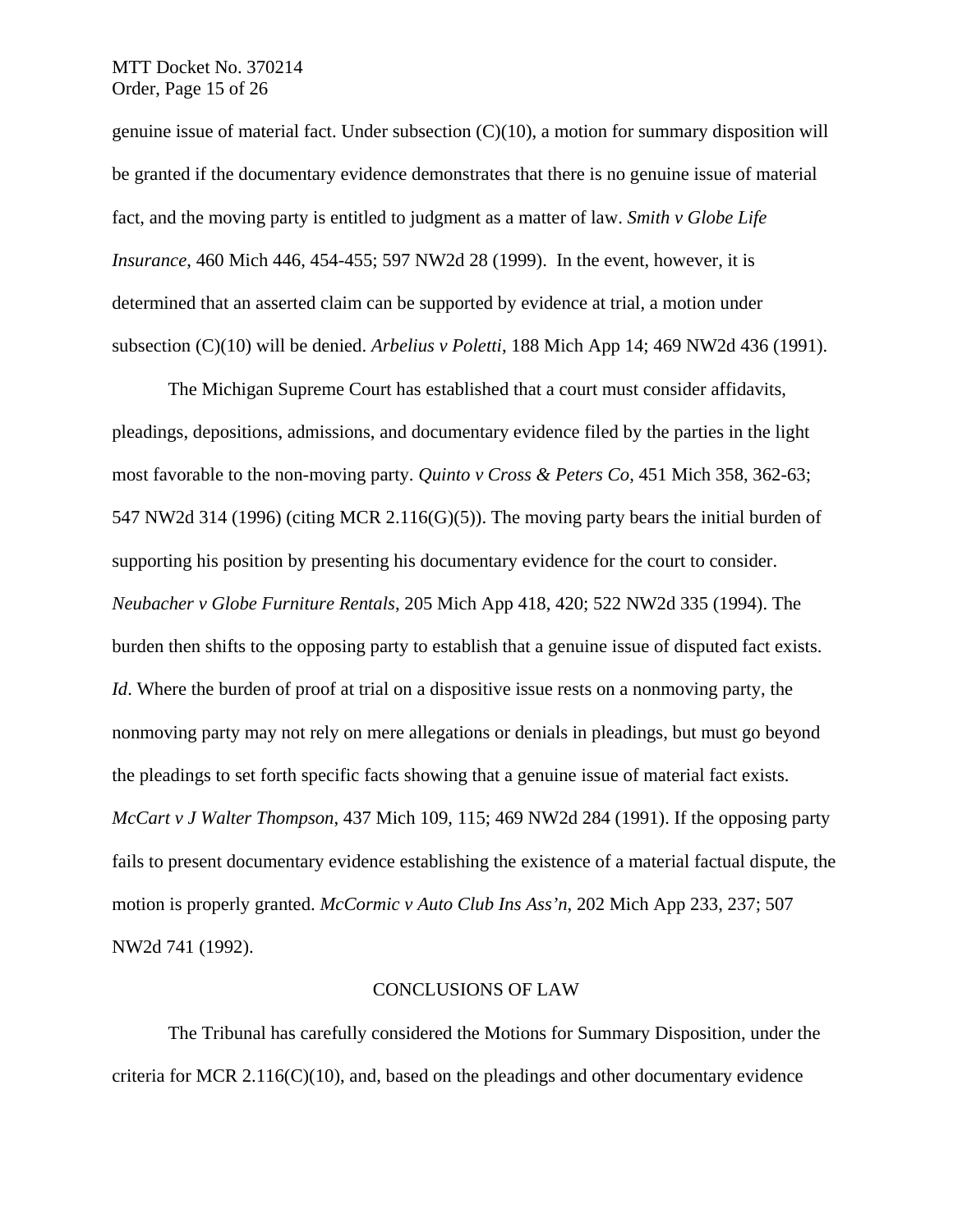genuine issue of material fact. Under subsection (C)(10), a motion for summary disposition will be granted if the documentary evidence demonstrates that there is no genuine issue of material fact, and the moving party is entitled to judgment as a matter of law. *Smith v Globe Life Insurance*, 460 Mich 446, 454-455; 597 NW2d 28 (1999). In the event, however, it is determined that an asserted claim can be supported by evidence at trial, a motion under subsection (C)(10) will be denied. *Arbelius v Poletti*, 188 Mich App 14; 469 NW2d 436 (1991).

The Michigan Supreme Court has established that a court must consider affidavits, pleadings, depositions, admissions, and documentary evidence filed by the parties in the light most favorable to the non-moving party. *Quinto v Cross & Peters Co*, 451 Mich 358, 362-63; 547 NW2d 314 (1996) (citing MCR 2.116(G)(5)). The moving party bears the initial burden of supporting his position by presenting his documentary evidence for the court to consider. *Neubacher v Globe Furniture Rentals*, 205 Mich App 418, 420; 522 NW2d 335 (1994). The burden then shifts to the opposing party to establish that a genuine issue of disputed fact exists. *Id*. Where the burden of proof at trial on a dispositive issue rests on a nonmoving party, the nonmoving party may not rely on mere allegations or denials in pleadings, but must go beyond the pleadings to set forth specific facts showing that a genuine issue of material fact exists. *McCart v J Walter Thompson*, 437 Mich 109, 115; 469 NW2d 284 (1991). If the opposing party fails to present documentary evidence establishing the existence of a material factual dispute, the motion is properly granted. *McCormic v Auto Club Ins Ass'n*, 202 Mich App 233, 237; 507 NW2d 741 (1992).

## CONCLUSIONS OF LAW

The Tribunal has carefully considered the Motions for Summary Disposition, under the criteria for MCR 2.116(C)(10), and, based on the pleadings and other documentary evidence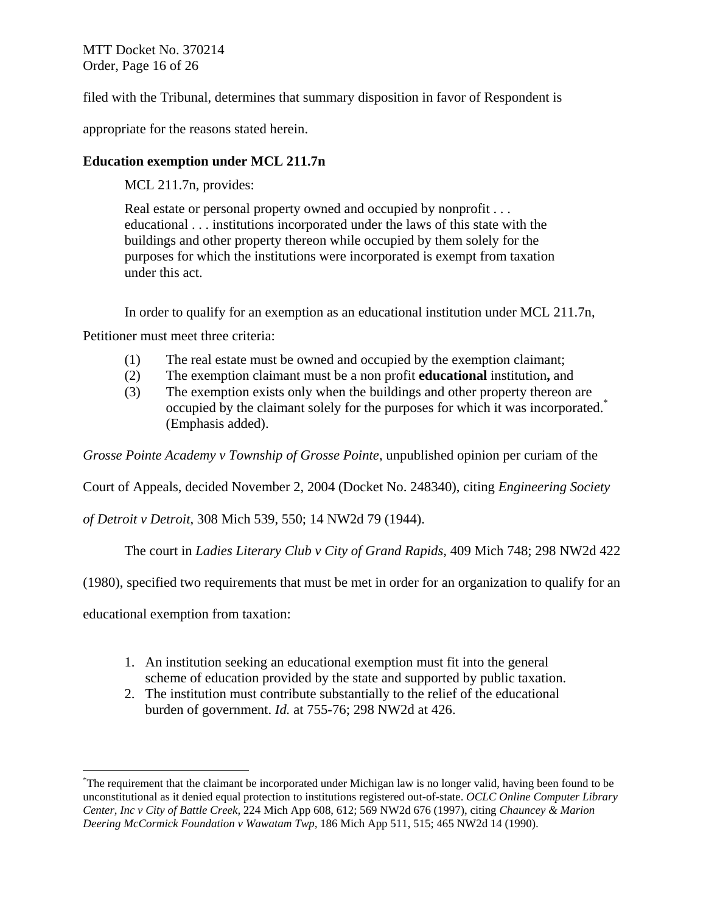filed with the Tribunal, determines that summary disposition in favor of Respondent is appropriate for the reasons stated herein.

**Education exemption under MCL 211.7n**

MCL 211.7n, provides:

> Real estate or personal property owned and occupied by nonprofit . . . educational . . . institutions incorporated under the laws of this state with the buildings and other property thereon while occupied by them solely for the purposes for which the institutions were incorporated is exempt from taxation under this act.

In order to qualify for an exemption as an educational institution under MCL 211.7n, Petitioner must meet three criteria:

(1) The real estate must be owned and occupied by the exemption claimant;
(2) The exemption claimant must be a non profit **educational** institution**,** and
(3) The exemption exists only when the buildings and other property thereon are occupied by the claimant solely for the purposes for which it was incorporated.[*] (Emphasis added).

*Grosse Pointe Academy v Township of Grosse Pointe*, unpublished opinion per curiam of the Court of Appeals, decided November 2, 2004 (Docket No. 248340), citing *Engineering Society of Detroit v Detroit*, 308 Mich 539, 550; 14 NW2d 79 (1944).

The court in *Ladies Literary Club v City of Grand Rapids,* 409 Mich 748; 298 NW2d 422 (1980), specified two requirements that must be met in order for an organization to qualify for an educational exemption from taxation:

1. An institution seeking an educational exemption must fit into the general scheme of education provided by the state and supported by public taxation.
2. The institution must contribute substantially to the relief of the educational burden of government. *Id.* at 755-76; 298 NW2d at 426.

---

[*] The requirement that the claimant be incorporated under Michigan law is no longer valid, having been found to be unconstitutional as it denied equal protection to institutions registered out-of-state. *OCLC Online Computer Library Center, Inc v City of Battle Creek*, 224 Mich App 608, 612; 569 NW2d 676 (1997), citing *Chauncey & Marion Deering McCormick Foundation v Wawatam Twp*, 186 Mich App 511, 515; 465 NW2d 14 (1990).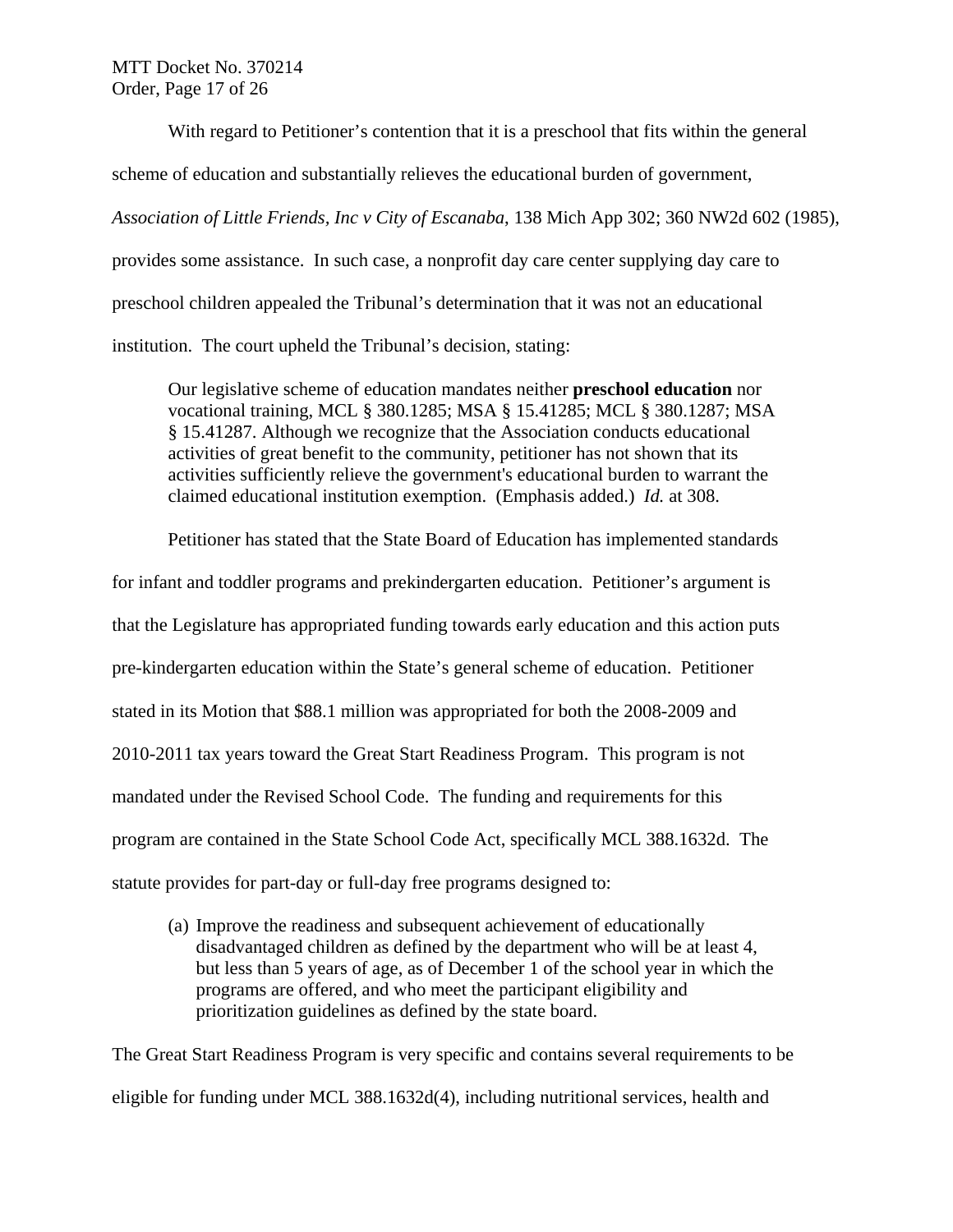With regard to Petitioner's contention that it is a preschool that fits within the general scheme of education and substantially relieves the educational burden of government, *Association of Little Friends, Inc v City of Escanaba*, 138 Mich App 302; 360 NW2d 602 (1985), provides some assistance. In such case, a nonprofit day care center supplying day care to preschool children appealed the Tribunal's determination that it was not an educational institution. The court upheld the Tribunal's decision, stating:

> Our legislative scheme of education mandates neither **preschool education** nor vocational training, MCL § 380.1285; MSA § 15.41285; MCL § 380.1287; MSA § 15.41287. Although we recognize that the Association conducts educational activities of great benefit to the community, petitioner has not shown that its activities sufficiently relieve the government's educational burden to warrant the claimed educational institution exemption. (Emphasis added.) *Id.* at 308.

Petitioner has stated that the State Board of Education has implemented standards for infant and toddler programs and prekindergarten education. Petitioner's argument is that the Legislature has appropriated funding towards early education and this action puts pre-kindergarten education within the State's general scheme of education. Petitioner stated in its Motion that $88.1 million was appropriated for both the 2008-2009 and 2010-2011 tax years toward the Great Start Readiness Program. This program is not mandated under the Revised School Code. The funding and requirements for this program are contained in the State School Code Act, specifically MCL 388.1632d. The statute provides for part-day or full-day free programs designed to:

> (a) Improve the readiness and subsequent achievement of educationally disadvantaged children as defined by the department who will be at least 4, but less than 5 years of age, as of December 1 of the school year in which the programs are offered, and who meet the participant eligibility and prioritization guidelines as defined by the state board.

The Great Start Readiness Program is very specific and contains several requirements to be eligible for funding under MCL 388.1632d(4), including nutritional services, health and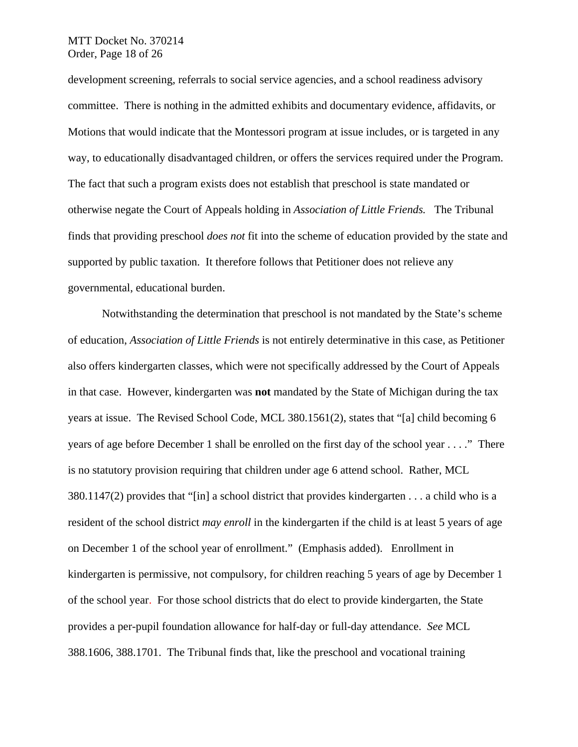development screening, referrals to social service agencies, and a school readiness advisory committee. There is nothing in the admitted exhibits and documentary evidence, affidavits, or Motions that would indicate that the Montessori program at issue includes, or is targeted in any way, to educationally disadvantaged children, or offers the services required under the Program. The fact that such a program exists does not establish that preschool is state mandated or otherwise negate the Court of Appeals holding in *Association of Little Friends.* The Tribunal finds that providing preschool *does not* fit into the scheme of education provided by the state and supported by public taxation. It therefore follows that Petitioner does not relieve any governmental, educational burden.

Notwithstanding the determination that preschool is not mandated by the State's scheme of education, *Association of Little Friends* is not entirely determinative in this case, as Petitioner also offers kindergarten classes, which were not specifically addressed by the Court of Appeals in that case. However, kindergarten was **not** mandated by the State of Michigan during the tax years at issue. The Revised School Code, MCL 380.1561(2), states that "[a] child becoming 6 years of age before December 1 shall be enrolled on the first day of the school year . . . ." There is no statutory provision requiring that children under age 6 attend school. Rather, MCL 380.1147(2) provides that "[in] a school district that provides kindergarten . . . a child who is a resident of the school district *may enroll* in the kindergarten if the child is at least 5 years of age on December 1 of the school year of enrollment." (Emphasis added). Enrollment in kindergarten is permissive, not compulsory, for children reaching 5 years of age by December 1 of the school year. For those school districts that do elect to provide kindergarten, the State provides a per-pupil foundation allowance for half-day or full-day attendance. *See* MCL 388.1606, 388.1701. The Tribunal finds that, like the preschool and vocational training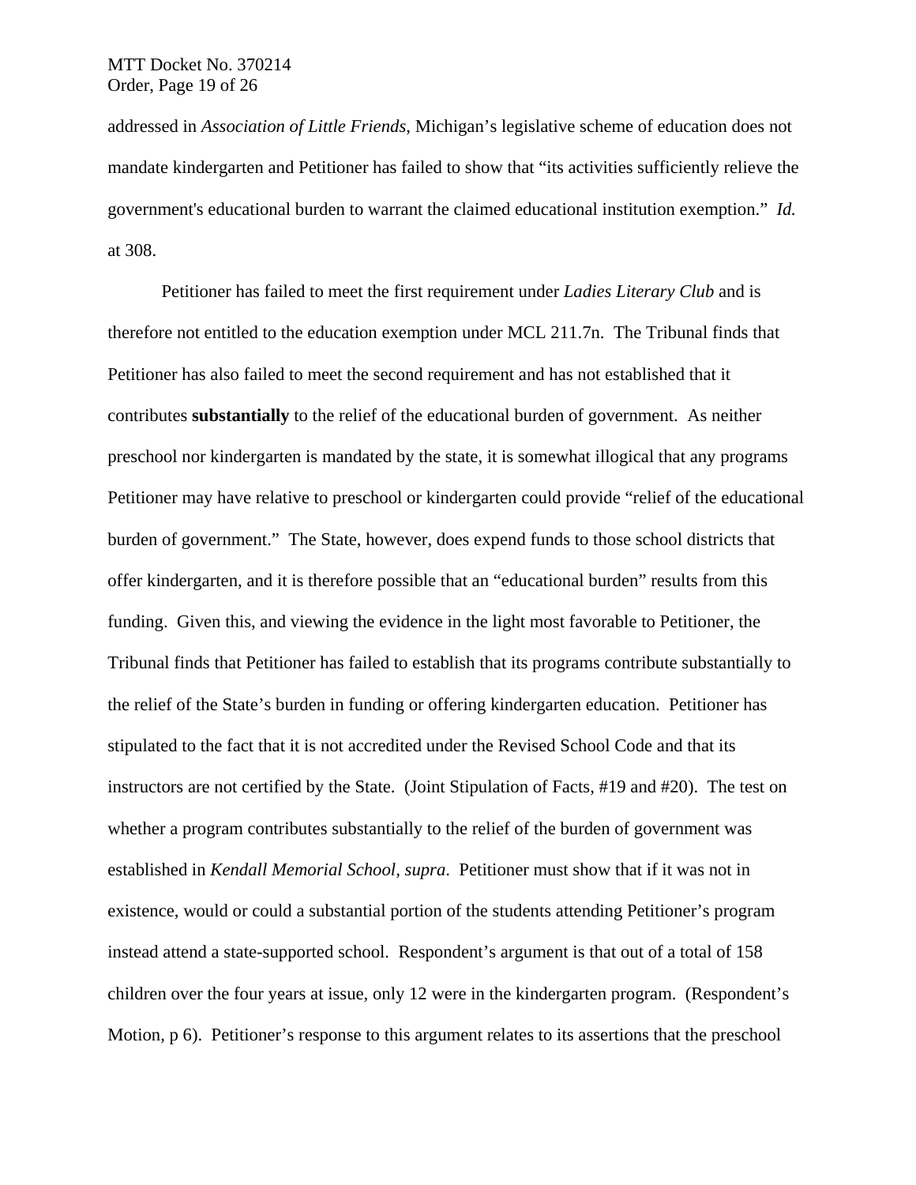addressed in *Association of Little Friends*, Michigan's legislative scheme of education does not mandate kindergarten and Petitioner has failed to show that "its activities sufficiently relieve the government's educational burden to warrant the claimed educational institution exemption." *Id.* at 308.

Petitioner has failed to meet the first requirement under *Ladies Literary Club* and is therefore not entitled to the education exemption under MCL 211.7n. The Tribunal finds that Petitioner has also failed to meet the second requirement and has not established that it contributes **substantially** to the relief of the educational burden of government. As neither preschool nor kindergarten is mandated by the state, it is somewhat illogical that any programs Petitioner may have relative to preschool or kindergarten could provide "relief of the educational burden of government." The State, however, does expend funds to those school districts that offer kindergarten, and it is therefore possible that an "educational burden" results from this funding. Given this, and viewing the evidence in the light most favorable to Petitioner, the Tribunal finds that Petitioner has failed to establish that its programs contribute substantially to the relief of the State's burden in funding or offering kindergarten education. Petitioner has stipulated to the fact that it is not accredited under the Revised School Code and that its instructors are not certified by the State. (Joint Stipulation of Facts, #19 and #20). The test on whether a program contributes substantially to the relief of the burden of government was established in *Kendall Memorial School*, *supra*. Petitioner must show that if it was not in existence, would or could a substantial portion of the students attending Petitioner's program instead attend a state-supported school. Respondent's argument is that out of a total of 158 children over the four years at issue, only 12 were in the kindergarten program. (Respondent's Motion, p 6). Petitioner's response to this argument relates to its assertions that the preschool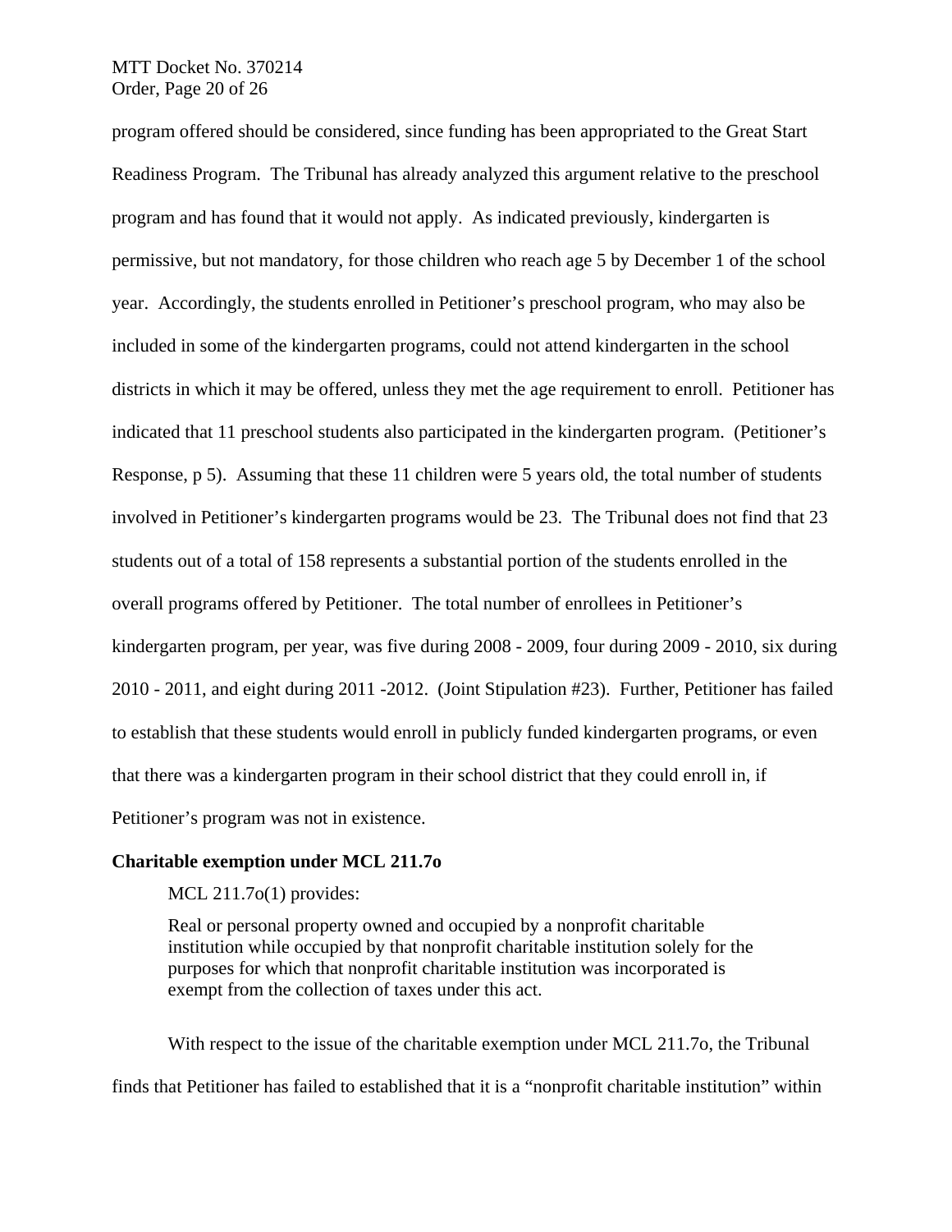program offered should be considered, since funding has been appropriated to the Great Start Readiness Program. The Tribunal has already analyzed this argument relative to the preschool program and has found that it would not apply. As indicated previously, kindergarten is permissive, but not mandatory, for those children who reach age 5 by December 1 of the school year. Accordingly, the students enrolled in Petitioner's preschool program, who may also be included in some of the kindergarten programs, could not attend kindergarten in the school districts in which it may be offered, unless they met the age requirement to enroll. Petitioner has indicated that 11 preschool students also participated in the kindergarten program. (Petitioner's Response, p 5). Assuming that these 11 children were 5 years old, the total number of students involved in Petitioner's kindergarten programs would be 23. The Tribunal does not find that 23 students out of a total of 158 represents a substantial portion of the students enrolled in the overall programs offered by Petitioner. The total number of enrollees in Petitioner's kindergarten program, per year, was five during 2008 - 2009, four during 2009 - 2010, six during 2010 - 2011, and eight during 2011 -2012. (Joint Stipulation #23). Further, Petitioner has failed to establish that these students would enroll in publicly funded kindergarten programs, or even that there was a kindergarten program in their school district that they could enroll in, if Petitioner's program was not in existence.

**Charitable exemption under MCL 211.7o**

MCL 211.7o(1) provides:

> Real or personal property owned and occupied by a nonprofit charitable institution while occupied by that nonprofit charitable institution solely for the purposes for which that nonprofit charitable institution was incorporated is exempt from the collection of taxes under this act.

With respect to the issue of the charitable exemption under MCL 211.7o, the Tribunal finds that Petitioner has failed to established that it is a "nonprofit charitable institution" within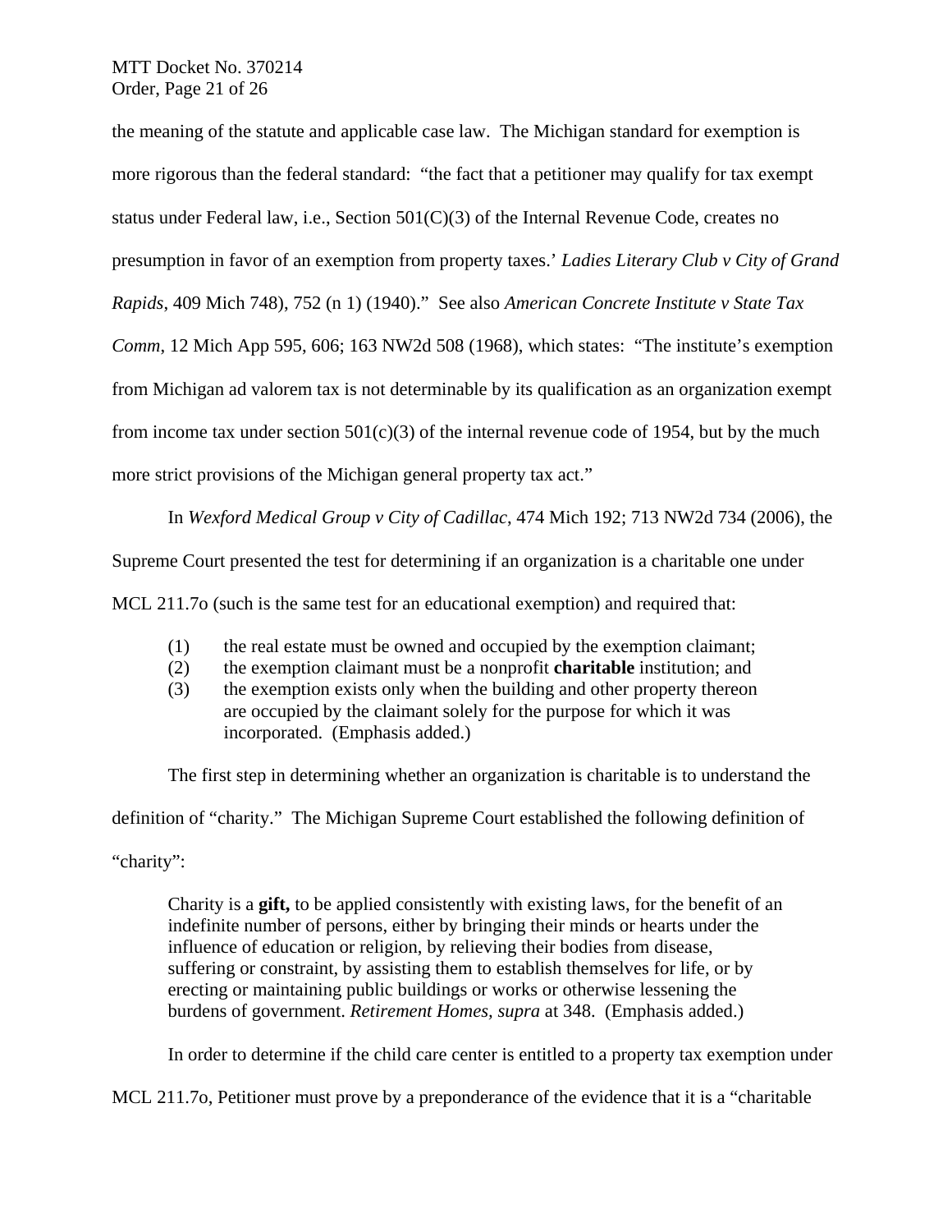the meaning of the statute and applicable case law. The Michigan standard for exemption is more rigorous than the federal standard: "the fact that a petitioner may qualify for tax exempt status under Federal law, i.e., Section 501(C)(3) of the Internal Revenue Code, creates no presumption in favor of an exemption from property taxes.' *Ladies Literary Club v City of Grand Rapids*, 409 Mich 748), 752 (n 1) (1940)." See also *American Concrete Institute v State Tax Comm*, 12 Mich App 595, 606; 163 NW2d 508 (1968), which states: "The institute's exemption from Michigan ad valorem tax is not determinable by its qualification as an organization exempt from income tax under section 501(c)(3) of the internal revenue code of 1954, but by the much more strict provisions of the Michigan general property tax act."

In *Wexford Medical Group v City of Cadillac*, 474 Mich 192; 713 NW2d 734 (2006), the Supreme Court presented the test for determining if an organization is a charitable one under MCL 211.7o (such is the same test for an educational exemption) and required that:

> (1) the real estate must be owned and occupied by the exemption claimant;
> (2) the exemption claimant must be a nonprofit **charitable** institution; and
> (3) the exemption exists only when the building and other property thereon are occupied by the claimant solely for the purpose for which it was incorporated. (Emphasis added.)

The first step in determining whether an organization is charitable is to understand the definition of "charity." The Michigan Supreme Court established the following definition of "charity":

> Charity is a **gift,** to be applied consistently with existing laws, for the benefit of an indefinite number of persons, either by bringing their minds or hearts under the influence of education or religion, by relieving their bodies from disease, suffering or constraint, by assisting them to establish themselves for life, or by erecting or maintaining public buildings or works or otherwise lessening the burdens of government. *Retirement Homes, supra* at 348. (Emphasis added.)

In order to determine if the child care center is entitled to a property tax exemption under MCL 211.7o, Petitioner must prove by a preponderance of the evidence that it is a "charitable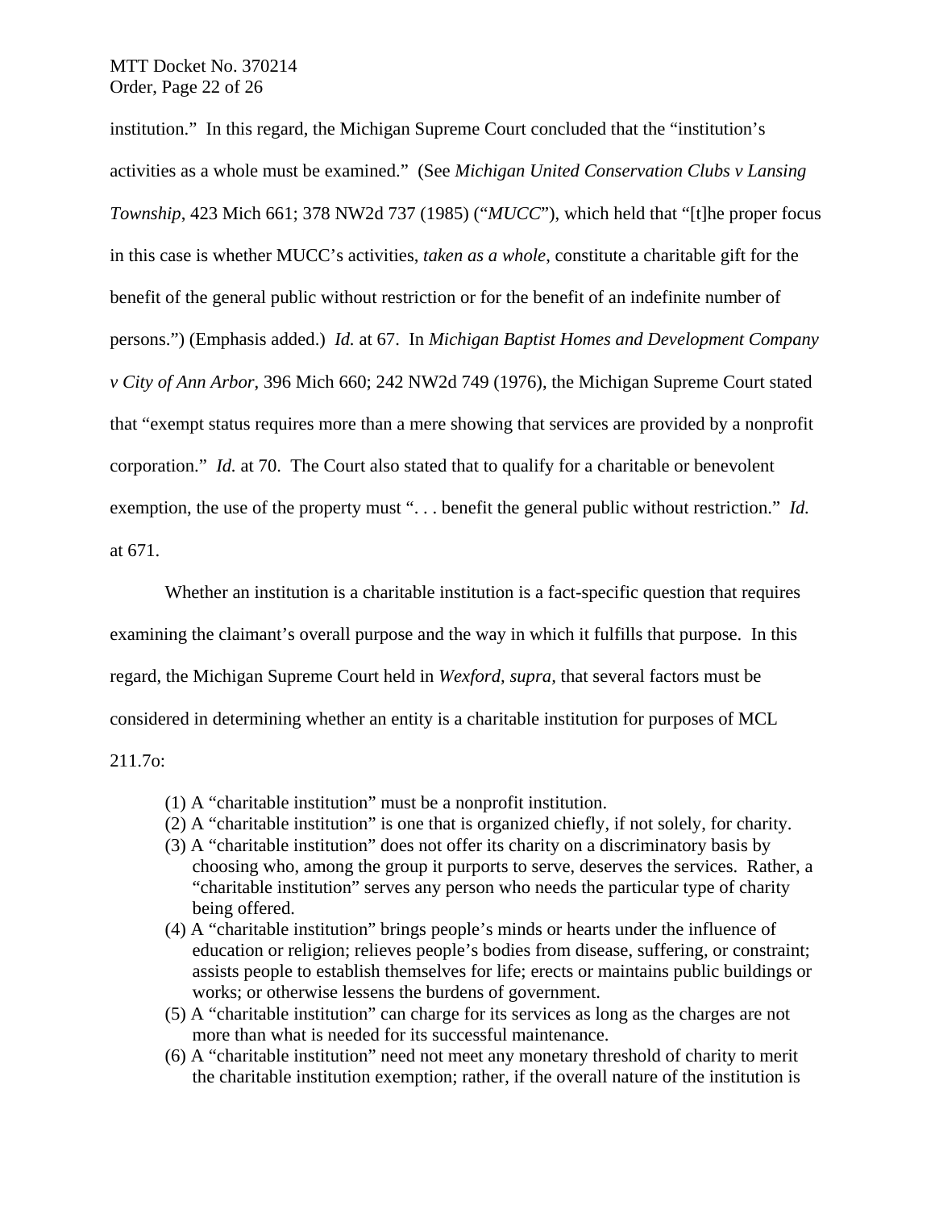institution." In this regard, the Michigan Supreme Court concluded that the "institution's activities as a whole must be examined." (See *Michigan United Conservation Clubs v Lansing Township*, 423 Mich 661; 378 NW2d 737 (1985) ("*MUCC*"), which held that "[t]he proper focus in this case is whether MUCC's activities, *taken as a whole*, constitute a charitable gift for the benefit of the general public without restriction or for the benefit of an indefinite number of persons.") (Emphasis added.) *Id.* at 67. In *Michigan Baptist Homes and Development Company v City of Ann Arbor*, 396 Mich 660; 242 NW2d 749 (1976), the Michigan Supreme Court stated that "exempt status requires more than a mere showing that services are provided by a nonprofit corporation." *Id.* at 70. The Court also stated that to qualify for a charitable or benevolent exemption, the use of the property must ". . . benefit the general public without restriction." *Id.* at 671.

Whether an institution is a charitable institution is a fact-specific question that requires examining the claimant's overall purpose and the way in which it fulfills that purpose. In this regard, the Michigan Supreme Court held in *Wexford, supra,* that several factors must be considered in determining whether an entity is a charitable institution for purposes of MCL 211.7o:

(1) A "charitable institution" must be a nonprofit institution.
(2) A "charitable institution" is one that is organized chiefly, if not solely, for charity.
(3) A "charitable institution" does not offer its charity on a discriminatory basis by choosing who, among the group it purports to serve, deserves the services. Rather, a "charitable institution" serves any person who needs the particular type of charity being offered.
(4) A "charitable institution" brings people's minds or hearts under the influence of education or religion; relieves people's bodies from disease, suffering, or constraint; assists people to establish themselves for life; erects or maintains public buildings or works; or otherwise lessens the burdens of government.
(5) A "charitable institution" can charge for its services as long as the charges are not more than what is needed for its successful maintenance.
(6) A "charitable institution" need not meet any monetary threshold of charity to merit the charitable institution exemption; rather, if the overall nature of the institution is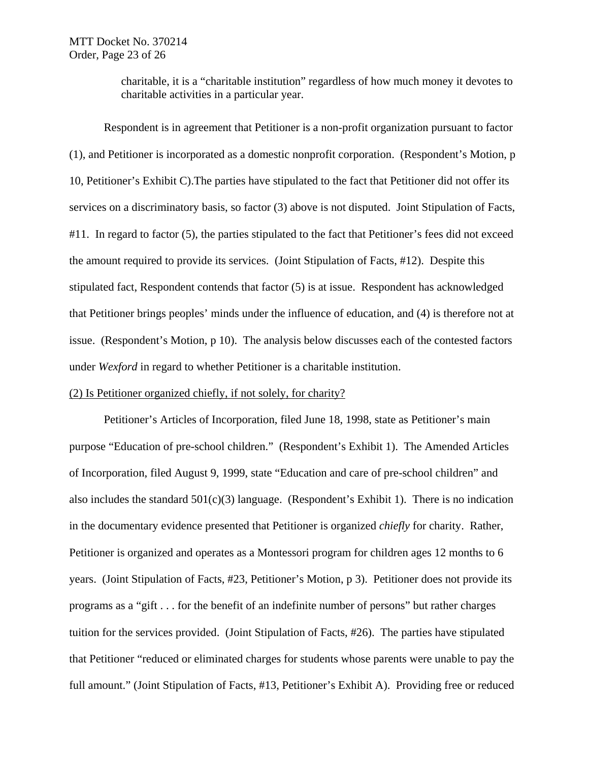> charitable, it is a "charitable institution" regardless of how much money it devotes to charitable activities in a particular year.

Respondent is in agreement that Petitioner is a non-profit organization pursuant to factor (1), and Petitioner is incorporated as a domestic nonprofit corporation. (Respondent's Motion, p 10, Petitioner's Exhibit C).The parties have stipulated to the fact that Petitioner did not offer its services on a discriminatory basis, so factor (3) above is not disputed. Joint Stipulation of Facts, #11. In regard to factor (5), the parties stipulated to the fact that Petitioner's fees did not exceed the amount required to provide its services. (Joint Stipulation of Facts, #12). Despite this stipulated fact, Respondent contends that factor (5) is at issue. Respondent has acknowledged that Petitioner brings peoples' minds under the influence of education, and (4) is therefore not at issue. (Respondent's Motion, p 10). The analysis below discusses each of the contested factors under *Wexford* in regard to whether Petitioner is a charitable institution.

<u>(2) Is Petitioner organized chiefly, if not solely, for charity?</u>

Petitioner's Articles of Incorporation, filed June 18, 1998, state as Petitioner's main purpose "Education of pre-school children." (Respondent's Exhibit 1). The Amended Articles of Incorporation, filed August 9, 1999, state "Education and care of pre-school children" and also includes the standard 501(c)(3) language. (Respondent's Exhibit 1). There is no indication in the documentary evidence presented that Petitioner is organized *chiefly* for charity. Rather, Petitioner is organized and operates as a Montessori program for children ages 12 months to 6 years. (Joint Stipulation of Facts, #23, Petitioner's Motion, p 3). Petitioner does not provide its programs as a "gift . . . for the benefit of an indefinite number of persons" but rather charges tuition for the services provided. (Joint Stipulation of Facts, #26). The parties have stipulated that Petitioner "reduced or eliminated charges for students whose parents were unable to pay the full amount." (Joint Stipulation of Facts, #13, Petitioner's Exhibit A). Providing free or reduced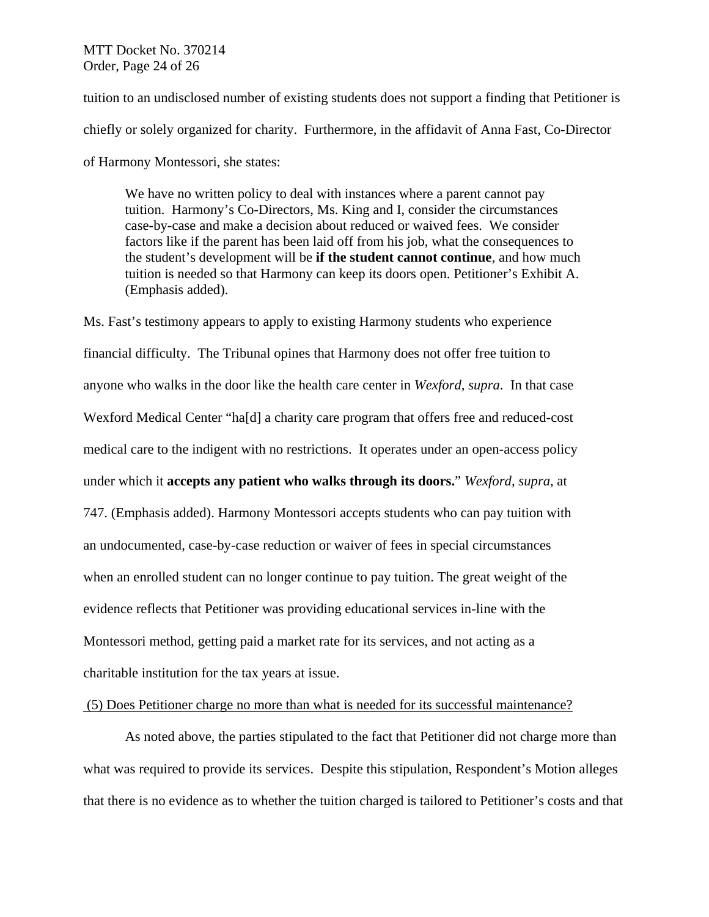tuition to an undisclosed number of existing students does not support a finding that Petitioner is chiefly or solely organized for charity. Furthermore, in the affidavit of Anna Fast, Co-Director of Harmony Montessori, she states:

> We have no written policy to deal with instances where a parent cannot pay tuition. Harmony's Co-Directors, Ms. King and I, consider the circumstances case-by-case and make a decision about reduced or waived fees. We consider factors like if the parent has been laid off from his job, what the consequences to the student's development will be **if the student cannot continue**, and how much tuition is needed so that Harmony can keep its doors open. Petitioner's Exhibit A. (Emphasis added).

Ms. Fast's testimony appears to apply to existing Harmony students who experience financial difficulty. The Tribunal opines that Harmony does not offer free tuition to anyone who walks in the door like the health care center in *Wexford, supra*. In that case Wexford Medical Center "ha[d] a charity care program that offers free and reduced-cost medical care to the indigent with no restrictions. It operates under an open-access policy under which it **accepts any patient who walks through its doors.**" *Wexford, supra*, at 747. (Emphasis added). Harmony Montessori accepts students who can pay tuition with an undocumented, case-by-case reduction or waiver of fees in special circumstances when an enrolled student can no longer continue to pay tuition. The great weight of the evidence reflects that Petitioner was providing educational services in-line with the Montessori method, getting paid a market rate for its services, and not acting as a charitable institution for the tax years at issue.

<u>(5) Does Petitioner charge no more than what is needed for its successful maintenance?</u>

As noted above, the parties stipulated to the fact that Petitioner did not charge more than what was required to provide its services. Despite this stipulation, Respondent's Motion alleges that there is no evidence as to whether the tuition charged is tailored to Petitioner's costs and that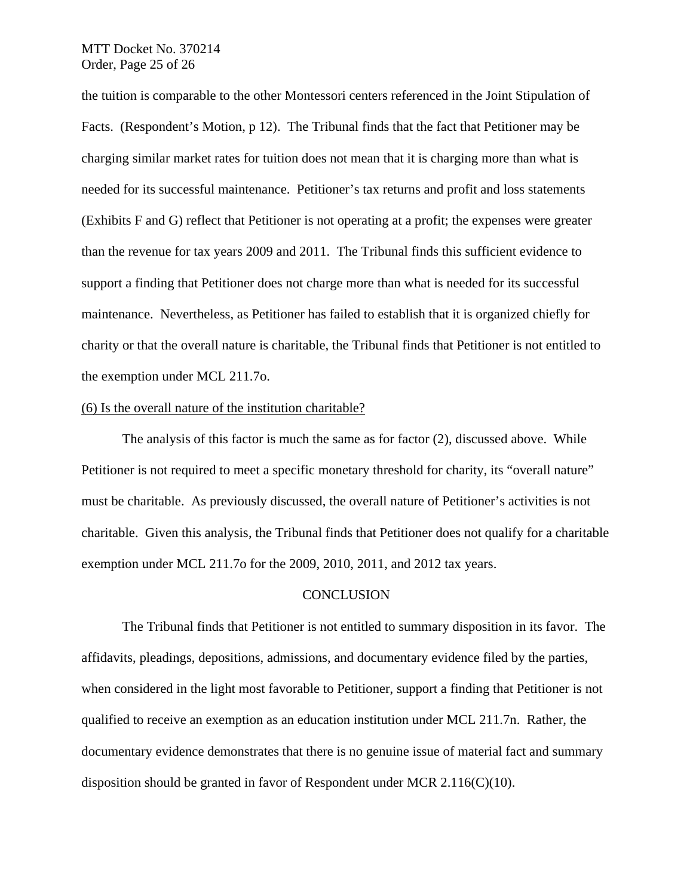the tuition is comparable to the other Montessori centers referenced in the Joint Stipulation of Facts. (Respondent's Motion, p 12). The Tribunal finds that the fact that Petitioner may be charging similar market rates for tuition does not mean that it is charging more than what is needed for its successful maintenance. Petitioner's tax returns and profit and loss statements (Exhibits F and G) reflect that Petitioner is not operating at a profit; the expenses were greater than the revenue for tax years 2009 and 2011. The Tribunal finds this sufficient evidence to support a finding that Petitioner does not charge more than what is needed for its successful maintenance. Nevertheless, as Petitioner has failed to establish that it is organized chiefly for charity or that the overall nature is charitable, the Tribunal finds that Petitioner is not entitled to the exemption under MCL 211.7o.

<u>(6) Is the overall nature of the institution charitable?</u>

The analysis of this factor is much the same as for factor (2), discussed above. While Petitioner is not required to meet a specific monetary threshold for charity, its "overall nature" must be charitable. As previously discussed, the overall nature of Petitioner's activities is not charitable. Given this analysis, the Tribunal finds that Petitioner does not qualify for a charitable exemption under MCL 211.7o for the 2009, 2010, 2011, and 2012 tax years.

## CONCLUSION

The Tribunal finds that Petitioner is not entitled to summary disposition in its favor. The affidavits, pleadings, depositions, admissions, and documentary evidence filed by the parties, when considered in the light most favorable to Petitioner, support a finding that Petitioner is not qualified to receive an exemption as an education institution under MCL 211.7n. Rather, the documentary evidence demonstrates that there is no genuine issue of material fact and summary disposition should be granted in favor of Respondent under MCR 2.116(C)(10).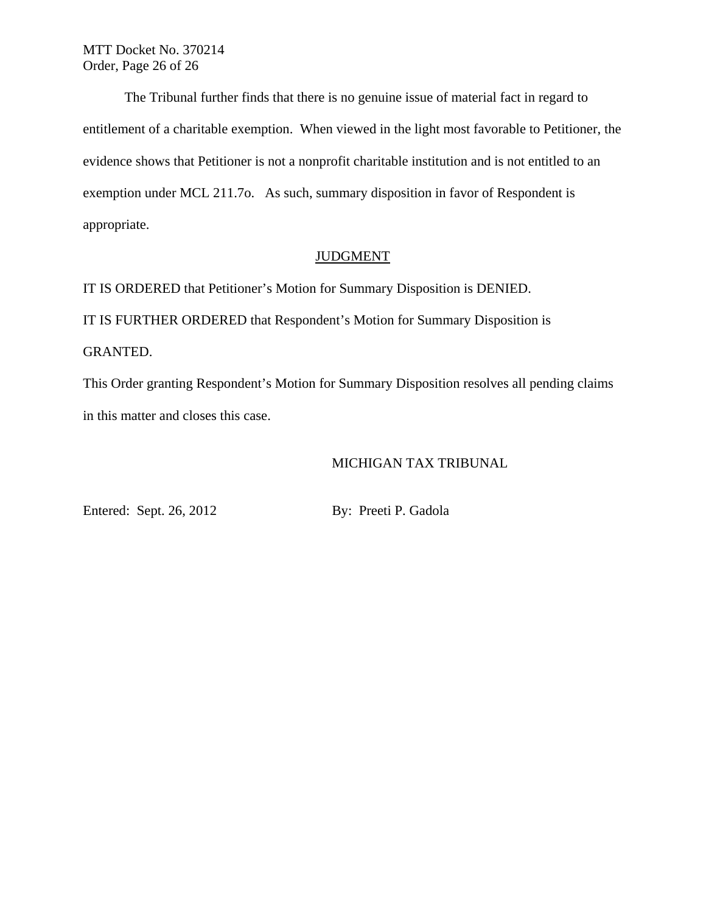The Tribunal further finds that there is no genuine issue of material fact in regard to entitlement of a charitable exemption. When viewed in the light most favorable to Petitioner, the evidence shows that Petitioner is not a nonprofit charitable institution and is not entitled to an exemption under MCL 211.7o. As such, summary disposition in favor of Respondent is appropriate.

## JUDGMENT

IT IS ORDERED that Petitioner's Motion for Summary Disposition is DENIED.

IT IS FURTHER ORDERED that Respondent's Motion for Summary Disposition is GRANTED.

This Order granting Respondent's Motion for Summary Disposition resolves all pending claims in this matter and closes this case.

MICHIGAN TAX TRIBUNAL

Entered: Sept. 26, 2012 By: Preeti P. Gadola